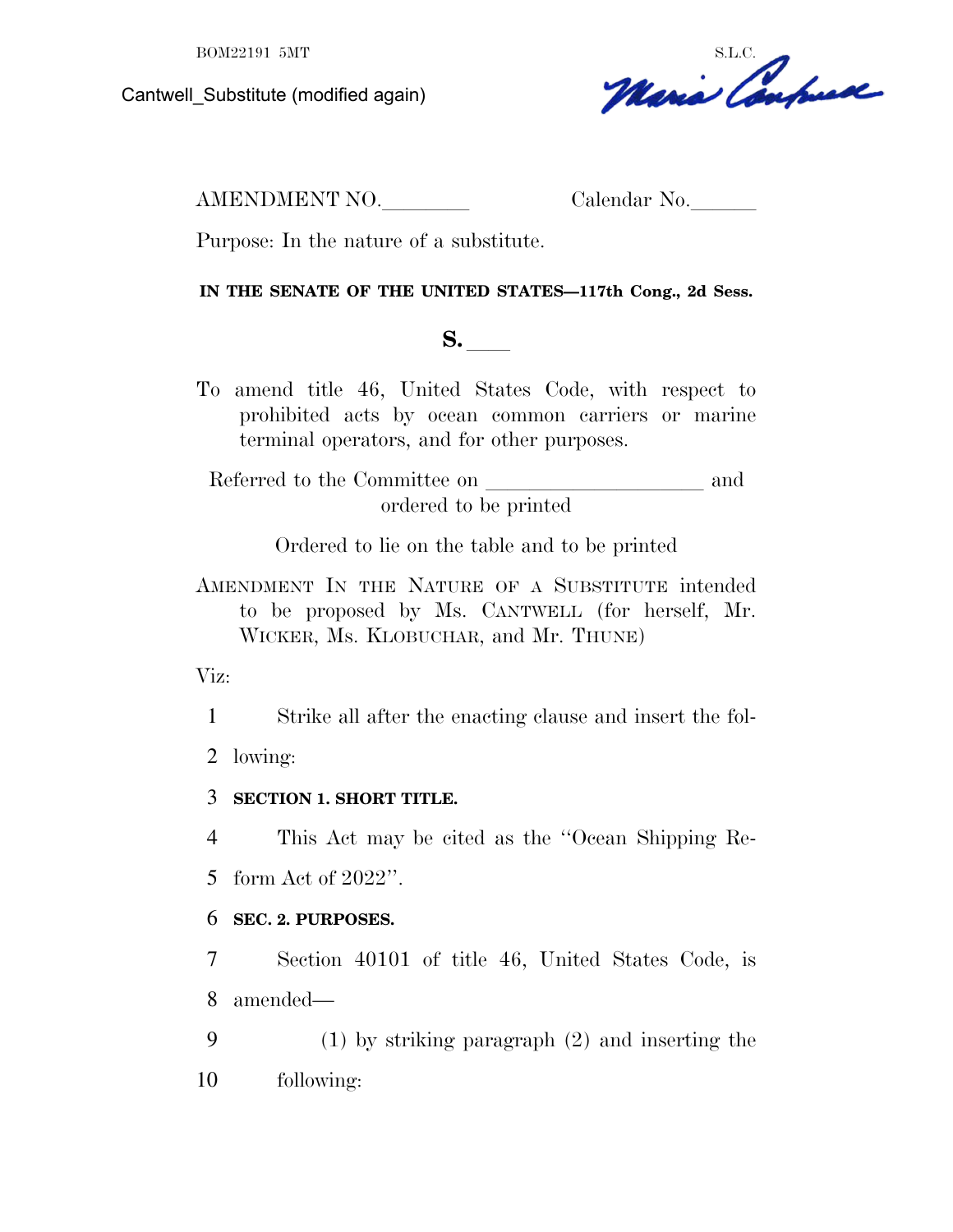BOM22191 5MT

Cantwell_Substitute (modified again)

S.L.C.

AMENDMENT NO.________ Calendar No.______

Purpose: In the nature of a substitute.

**IN THE SENATE OF THE UNITED STATES—117th Cong., 2d Sess.**

**S. ____**

To amend title 46, United States Code, with respect to prohibited acts by ocean common carriers or marine terminal operators, and for other purposes.

Referred to the Committee on ____________________ and ordered to be printed

Ordered to lie on the table and to be printed

AMENDMENT IN THE NATURE OF A SUBSTITUTE intended to be proposed by Ms. CANTWELL (for herself, Mr. WICKER, Ms. KLOBUCHAR, and Mr. THUNE)

Viz:

1 Strike all after the enacting clause and insert the fol-
2 lowing:

3 **SECTION 1. SHORT TITLE.**

4 This Act may be cited as the "Ocean Shipping Re-
5 form Act of 2022".

6 **SEC. 2. PURPOSES.**

7 Section 40101 of title 46, United States Code, is
8 amended—

9 (1) by striking paragraph (2) and inserting the
10 following: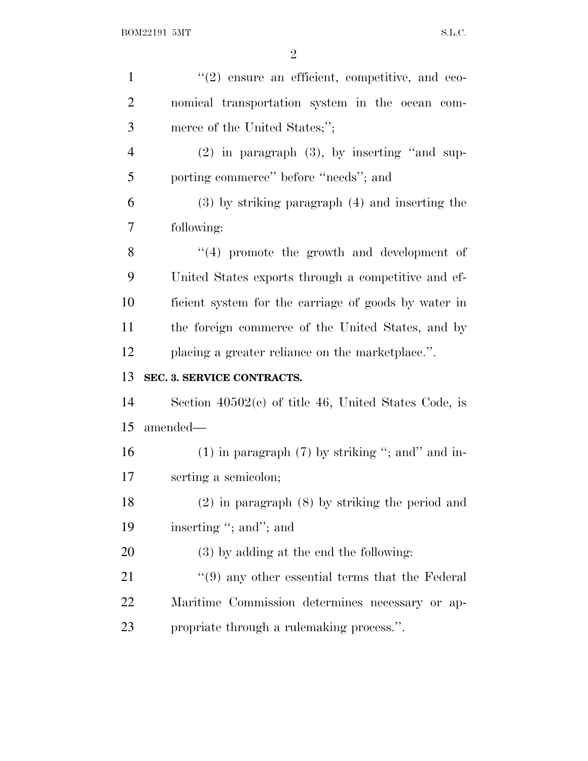''(2) ensure an efficient, competitive, and economical transportation system in the ocean commerce of the United States;'';

(2) in paragraph (3), by inserting ''and supporting commerce'' before ''needs''; and

(3) by striking paragraph (4) and inserting the following:

''(4) promote the growth and development of United States exports through a competitive and efficient system for the carriage of goods by water in the foreign commerce of the United States, and by placing a greater reliance on the marketplace.''.

**SEC. 3. SERVICE CONTRACTS.**

Section 40502(c) of title 46, United States Code, is amended—

(1) in paragraph (7) by striking ''; and'' and inserting a semicolon;

(2) in paragraph (8) by striking the period and inserting ''; and''; and

(3) by adding at the end the following:

''(9) any other essential terms that the Federal Maritime Commission determines necessary or appropriate through a rulemaking process.''.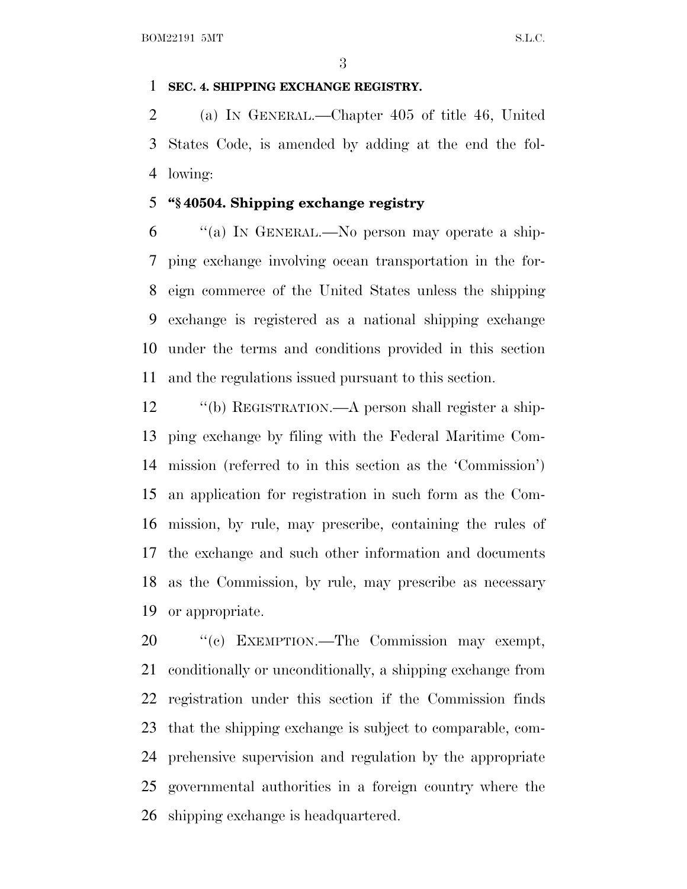**SEC. 4. SHIPPING EXCHANGE REGISTRY.**

(a) IN GENERAL.—Chapter 405 of title 46, United States Code, is amended by adding at the end the following:

**"§ 40504. Shipping exchange registry**

"(a) IN GENERAL.—No person may operate a shipping exchange involving ocean transportation in the foreign commerce of the United States unless the shipping exchange is registered as a national shipping exchange under the terms and conditions provided in this section and the regulations issued pursuant to this section.

"(b) REGISTRATION.—A person shall register a shipping exchange by filing with the Federal Maritime Commission (referred to in this section as the 'Commission') an application for registration in such form as the Commission, by rule, may prescribe, containing the rules of the exchange and such other information and documents as the Commission, by rule, may prescribe as necessary or appropriate.

"(c) EXEMPTION.—The Commission may exempt, conditionally or unconditionally, a shipping exchange from registration under this section if the Commission finds that the shipping exchange is subject to comparable, comprehensive supervision and regulation by the appropriate governmental authorities in a foreign country where the shipping exchange is headquartered.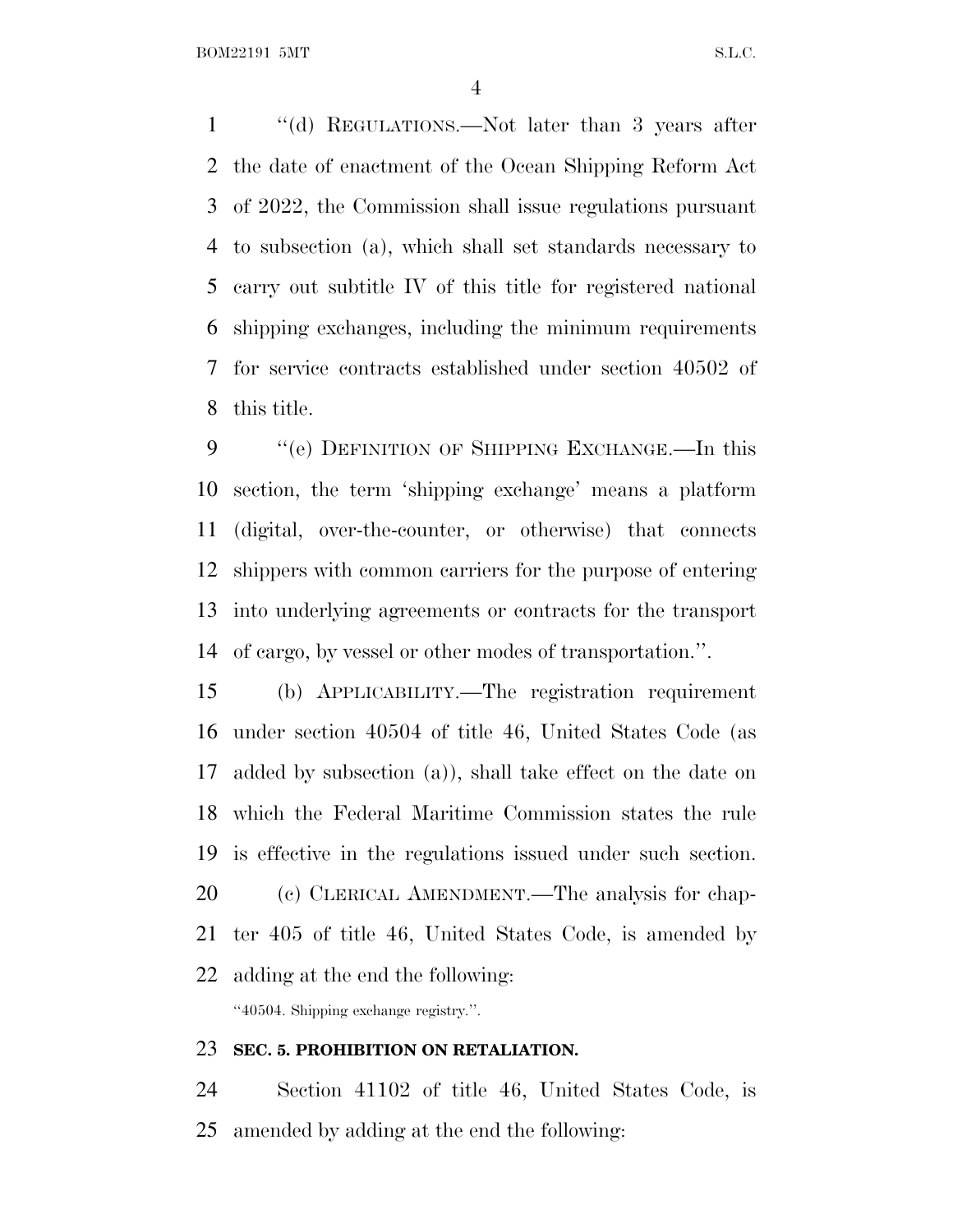"(d) REGULATIONS.—Not later than 3 years after the date of enactment of the Ocean Shipping Reform Act of 2022, the Commission shall issue regulations pursuant to subsection (a), which shall set standards necessary to carry out subtitle IV of this title for registered national shipping exchanges, including the minimum requirements for service contracts established under section 40502 of this title.

"(e) DEFINITION OF SHIPPING EXCHANGE.—In this section, the term 'shipping exchange' means a platform (digital, over-the-counter, or otherwise) that connects shippers with common carriers for the purpose of entering into underlying agreements or contracts for the transport of cargo, by vessel or other modes of transportation.".

(b) APPLICABILITY.—The registration requirement under section 40504 of title 46, United States Code (as added by subsection (a)), shall take effect on the date on which the Federal Maritime Commission states the rule is effective in the regulations issued under such section.

(c) CLERICAL AMENDMENT.—The analysis for chapter 405 of title 46, United States Code, is amended by adding at the end the following:

"40504. Shipping exchange registry.".

**SEC. 5. PROHIBITION ON RETALIATION.**

Section 41102 of title 46, United States Code, is amended by adding at the end the following: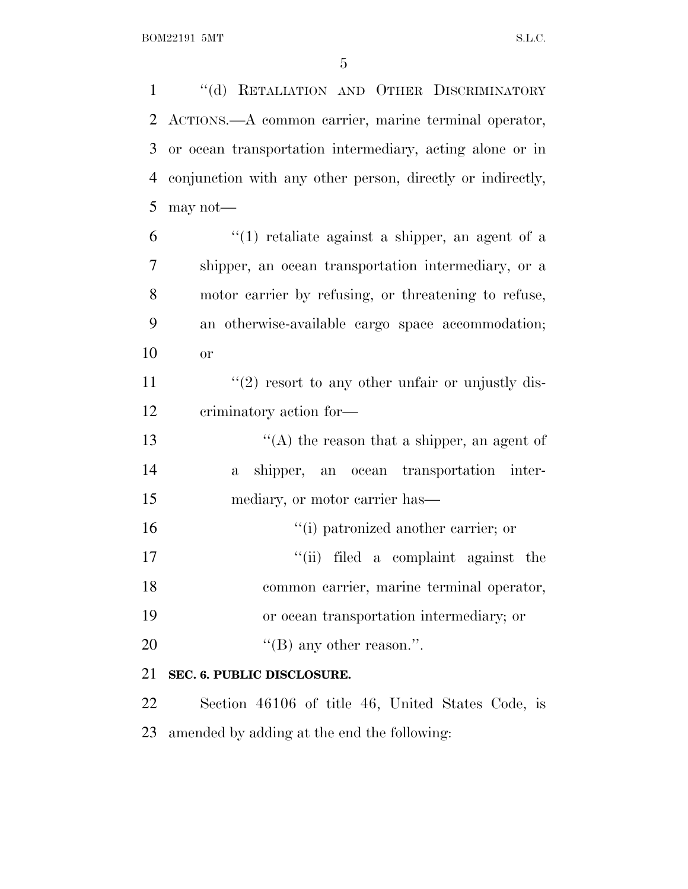''(d) RETALIATION AND OTHER DISCRIMINATORY ACTIONS.—A common carrier, marine terminal operator, or ocean transportation intermediary, acting alone or in conjunction with any other person, directly or indirectly, may not—

''(1) retaliate against a shipper, an agent of a shipper, an ocean transportation intermediary, or a motor carrier by refusing, or threatening to refuse, an otherwise-available cargo space accommodation; or

''(2) resort to any other unfair or unjustly discriminatory action for—

''(A) the reason that a shipper, an agent of a shipper, an ocean transportation intermediary, or motor carrier has—

''(i) patronized another carrier; or

''(ii) filed a complaint against the common carrier, marine terminal operator, or ocean transportation intermediary; or

''(B) any other reason.''.

**SEC. 6. PUBLIC DISCLOSURE.**

Section 46106 of title 46, United States Code, is amended by adding at the end the following: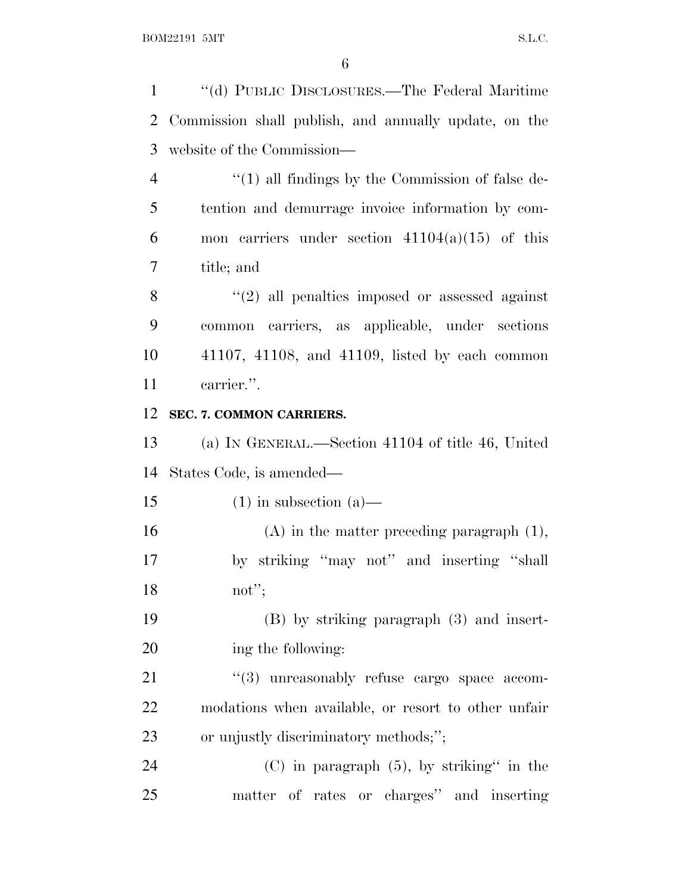"(d) PUBLIC DISCLOSURES.—The Federal Maritime Commission shall publish, and annually update, on the website of the Commission—

"(1) all findings by the Commission of false detention and demurrage invoice information by common carriers under section 41104(a)(15) of this title; and

"(2) all penalties imposed or assessed against common carriers, as applicable, under sections 41107, 41108, and 41109, listed by each common carrier.".

**SEC. 7. COMMON CARRIERS.**

(a) IN GENERAL.—Section 41104 of title 46, United States Code, is amended—

(1) in subsection (a)—

(A) in the matter preceding paragraph (1), by striking "may not" and inserting "shall not";

(B) by striking paragraph (3) and inserting the following:

"(3) unreasonably refuse cargo space accommodations when available, or resort to other unfair or unjustly discriminatory methods;";

(C) in paragraph (5), by striking" in the matter of rates or charges" and inserting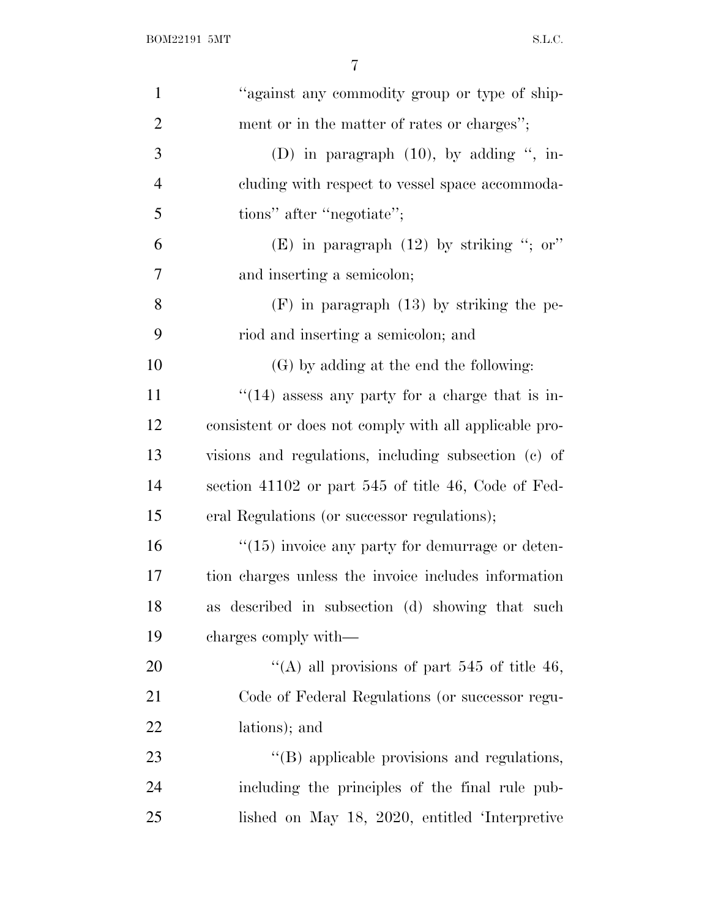"against any commodity group or type of shipment or in the matter of rates or charges";

(D) in paragraph (10), by adding ", including with respect to vessel space accommodations" after "negotiate";

(E) in paragraph (12) by striking "; or" and inserting a semicolon;

(F) in paragraph (13) by striking the period and inserting a semicolon; and

(G) by adding at the end the following:

"(14) assess any party for a charge that is inconsistent or does not comply with all applicable provisions and regulations, including subsection (c) of section 41102 or part 545 of title 46, Code of Federal Regulations (or successor regulations);

"(15) invoice any party for demurrage or detention charges unless the invoice includes information as described in subsection (d) showing that such charges comply with—

"(A) all provisions of part 545 of title 46, Code of Federal Regulations (or successor regulations); and

"(B) applicable provisions and regulations, including the principles of the final rule published on May 18, 2020, entitled 'Interpretive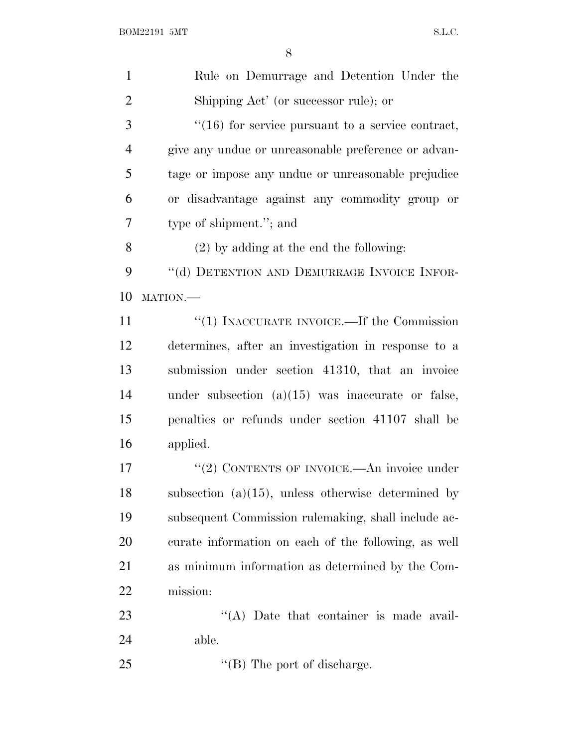Rule on Demurrage and Detention Under the Shipping Act' (or successor rule); or

''(16) for service pursuant to a service contract, give any undue or unreasonable preference or advantage or impose any undue or unreasonable prejudice or disadvantage against any commodity group or type of shipment.''; and

(2) by adding at the end the following:

''(d) DETENTION AND DEMURRAGE INVOICE INFORMATION.—

''(1) INACCURATE INVOICE.—If the Commission determines, after an investigation in response to a submission under section 41310, that an invoice under subsection (a)(15) was inaccurate or false, penalties or refunds under section 41107 shall be applied.

''(2) CONTENTS OF INVOICE.—An invoice under subsection (a)(15), unless otherwise determined by subsequent Commission rulemaking, shall include accurate information on each of the following, as well as minimum information as determined by the Commission:

''(A) Date that container is made available.

''(B) The port of discharge.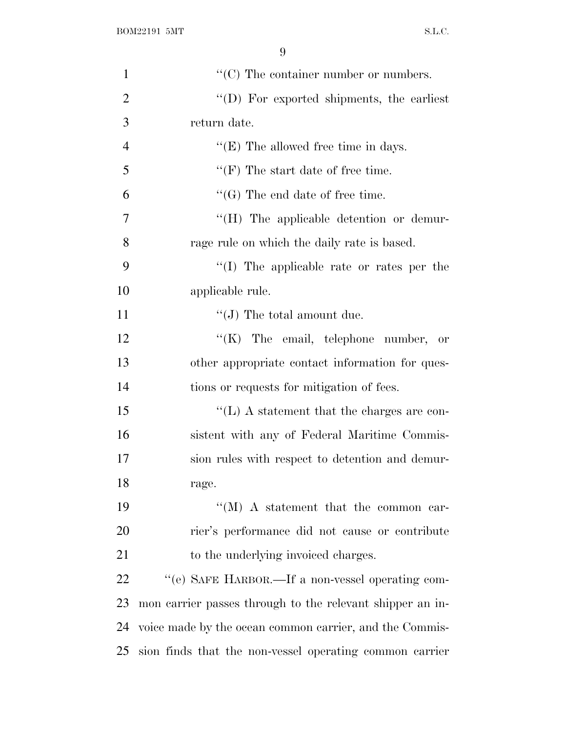"(C) The container number or numbers.

"(D) For exported shipments, the earliest return date.

"(E) The allowed free time in days.

"(F) The start date of free time.

"(G) The end date of free time.

"(H) The applicable detention or demurrage rule on which the daily rate is based.

"(I) The applicable rate or rates per the applicable rule.

"(J) The total amount due.

"(K) The email, telephone number, or other appropriate contact information for questions or requests for mitigation of fees.

"(L) A statement that the charges are consistent with any of Federal Maritime Commission rules with respect to detention and demurrage.

"(M) A statement that the common carrier's performance did not cause or contribute to the underlying invoiced charges.

"(e) SAFE HARBOR.—If a non-vessel operating common carrier passes through to the relevant shipper an invoice made by the ocean common carrier, and the Commission finds that the non-vessel operating common carrier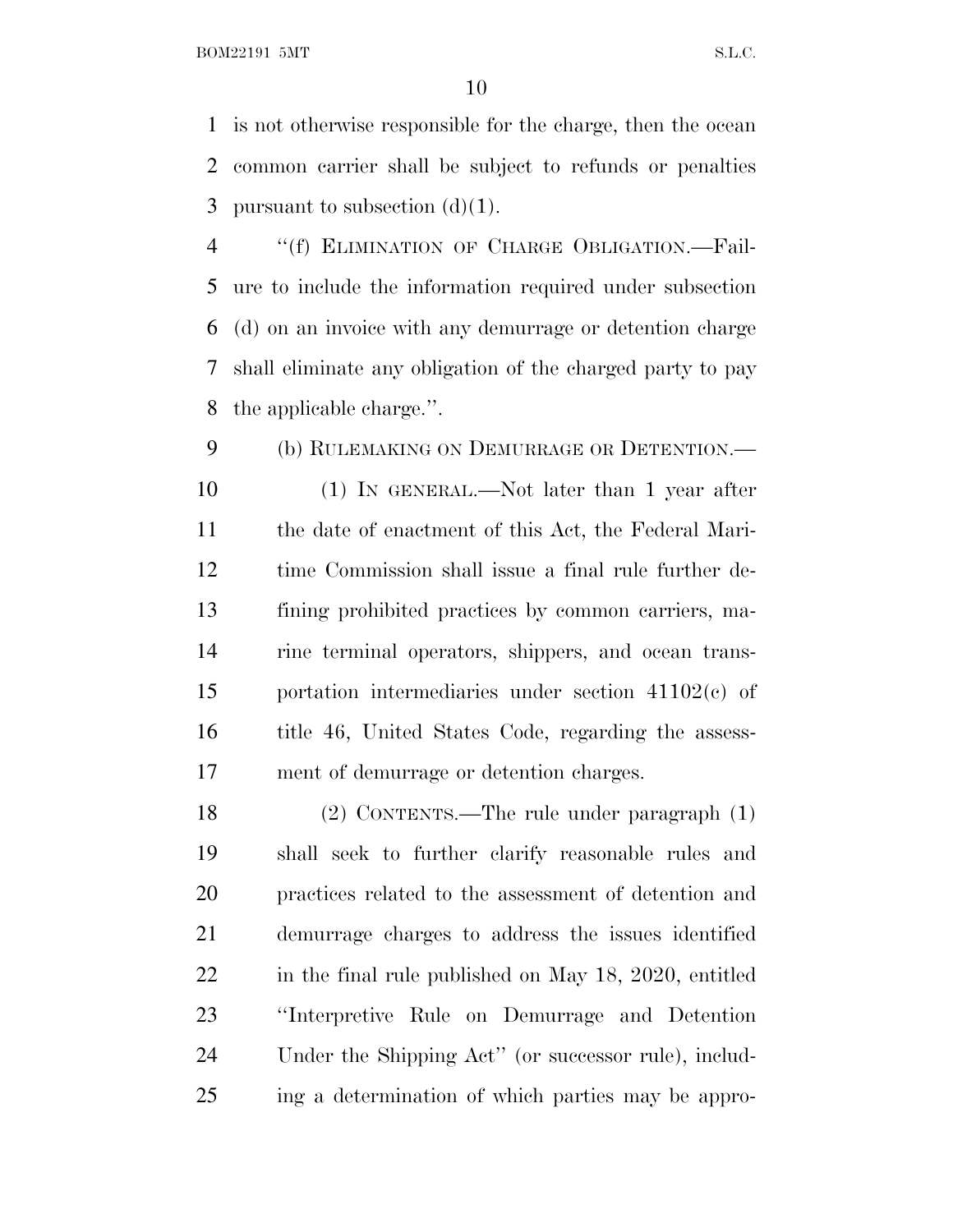is not otherwise responsible for the charge, then the ocean common carrier shall be subject to refunds or penalties pursuant to subsection (d)(1).

"(f) ELIMINATION OF CHARGE OBLIGATION.—Failure to include the information required under subsection (d) on an invoice with any demurrage or detention charge shall eliminate any obligation of the charged party to pay the applicable charge.".

(b) RULEMAKING ON DEMURRAGE OR DETENTION.—

(1) IN GENERAL.—Not later than 1 year after the date of enactment of this Act, the Federal Maritime Commission shall issue a final rule further defining prohibited practices by common carriers, marine terminal operators, shippers, and ocean transportation intermediaries under section 41102(c) of title 46, United States Code, regarding the assessment of demurrage or detention charges.

(2) CONTENTS.—The rule under paragraph (1) shall seek to further clarify reasonable rules and practices related to the assessment of detention and demurrage charges to address the issues identified in the final rule published on May 18, 2020, entitled "Interpretive Rule on Demurrage and Detention Under the Shipping Act" (or successor rule), including a determination of which parties may be appro-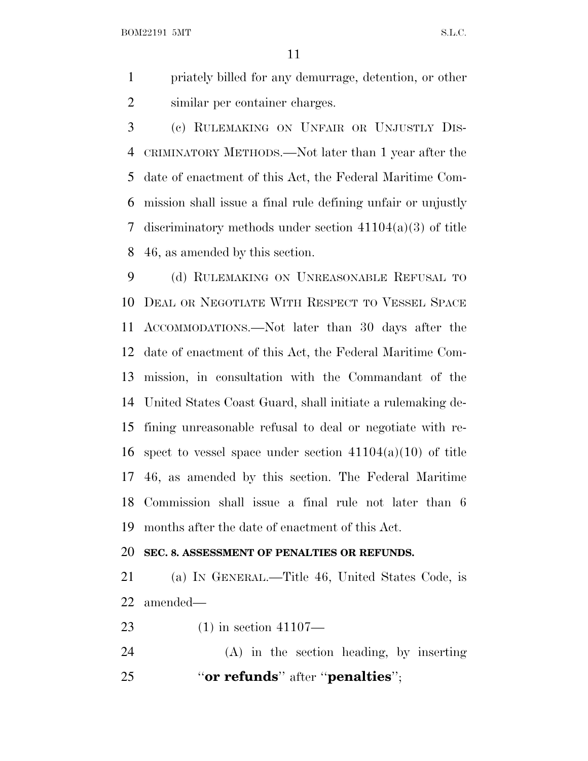priately billed for any demurrage, detention, or other similar per container charges.

(c) RULEMAKING ON UNFAIR OR UNJUSTLY DISCRIMINATORY METHODS.—Not later than 1 year after the date of enactment of this Act, the Federal Maritime Commission shall issue a final rule defining unfair or unjustly discriminatory methods under section 41104(a)(3) of title 46, as amended by this section.

(d) RULEMAKING ON UNREASONABLE REFUSAL TO DEAL OR NEGOTIATE WITH RESPECT TO VESSEL SPACE ACCOMMODATIONS.—Not later than 30 days after the date of enactment of this Act, the Federal Maritime Commission, in consultation with the Commandant of the United States Coast Guard, shall initiate a rulemaking defining unreasonable refusal to deal or negotiate with respect to vessel space under section 41104(a)(10) of title 46, as amended by this section. The Federal Maritime Commission shall issue a final rule not later than 6 months after the date of enactment of this Act.

**SEC. 8. ASSESSMENT OF PENALTIES OR REFUNDS.**

(a) IN GENERAL.—Title 46, United States Code, is amended—

(1) in section 41107—

(A) in the section heading, by inserting "**or refunds**" after "**penalties**";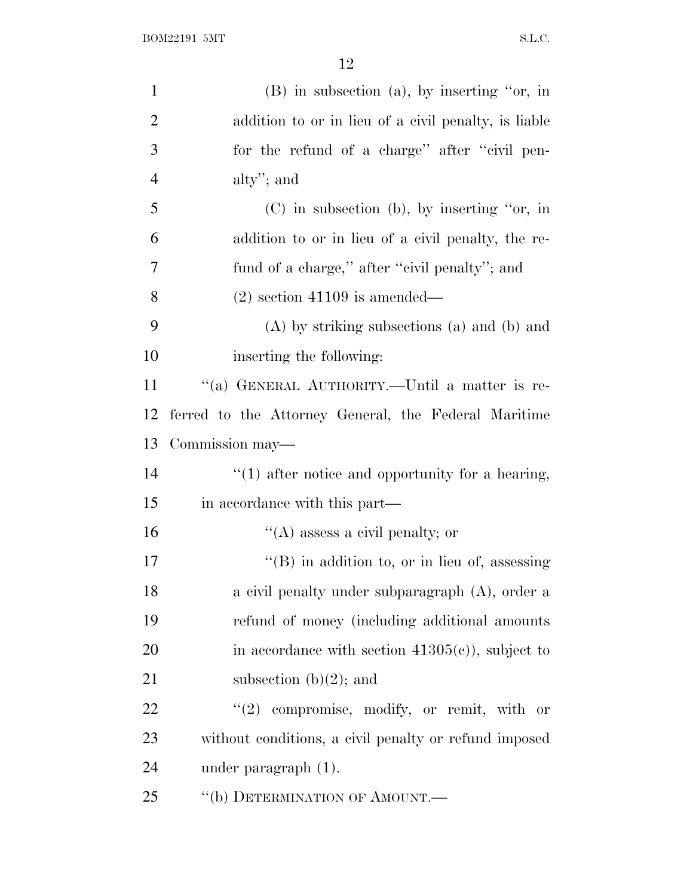(B) in subsection (a), by inserting "or, in addition to or in lieu of a civil penalty, is liable for the refund of a charge" after "civil penalty"; and

(C) in subsection (b), by inserting "or, in addition to or in lieu of a civil penalty, the refund of a charge," after "civil penalty"; and

(2) section 41109 is amended—

(A) by striking subsections (a) and (b) and inserting the following:

"(a) GENERAL AUTHORITY.—Until a matter is referred to the Attorney General, the Federal Maritime Commission may—

"(1) after notice and opportunity for a hearing, in accordance with this part—

"(A) assess a civil penalty; or

"(B) in addition to, or in lieu of, assessing a civil penalty under subparagraph (A), order a refund of money (including additional amounts in accordance with section 41305(c)), subject to subsection (b)(2); and

"(2) compromise, modify, or remit, with or without conditions, a civil penalty or refund imposed under paragraph (1).

"(b) DETERMINATION OF AMOUNT.—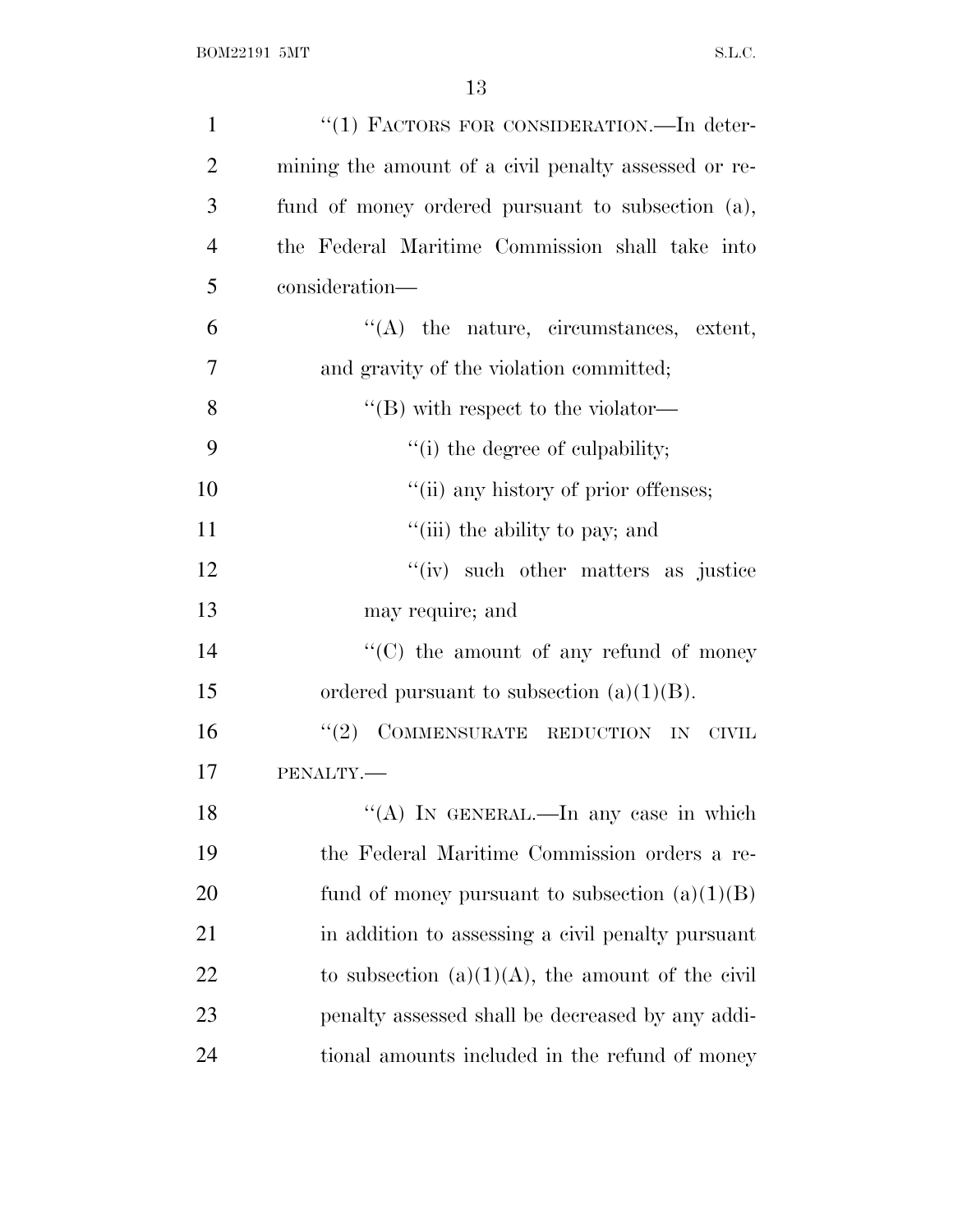"(1) FACTORS FOR CONSIDERATION.—In determining the amount of a civil penalty assessed or refund of money ordered pursuant to subsection (a), the Federal Maritime Commission shall take into consideration—

"(A) the nature, circumstances, extent, and gravity of the violation committed;

"(B) with respect to the violator—

"(i) the degree of culpability;

"(ii) any history of prior offenses;

"(iii) the ability to pay; and

"(iv) such other matters as justice may require; and

"(C) the amount of any refund of money ordered pursuant to subsection (a)(1)(B).

"(2) COMMENSURATE REDUCTION IN CIVIL PENALTY.—

"(A) IN GENERAL.—In any case in which the Federal Maritime Commission orders a refund of money pursuant to subsection (a)(1)(B) in addition to assessing a civil penalty pursuant to subsection (a)(1)(A), the amount of the civil penalty assessed shall be decreased by any additional amounts included in the refund of money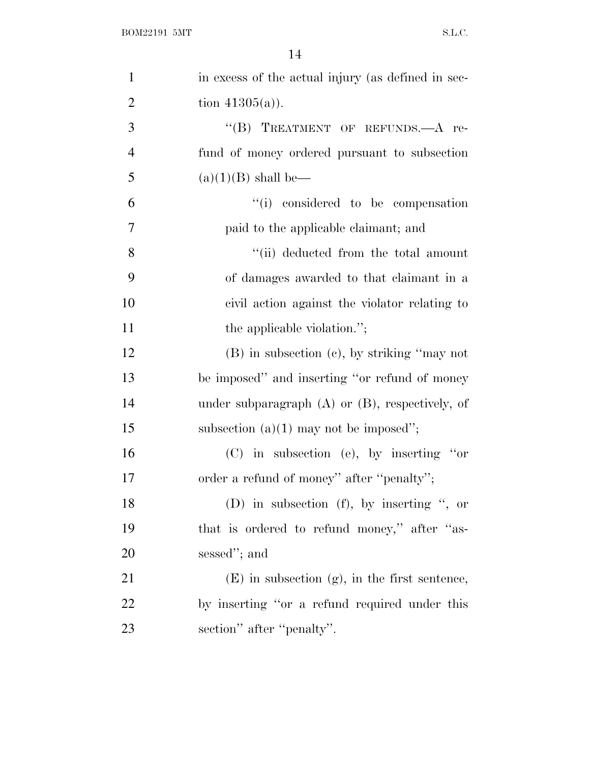in excess of the actual injury (as defined in section 41305(a)).

"(B) TREATMENT OF REFUNDS.—A refund of money ordered pursuant to subsection (a)(1)(B) shall be—

"(i) considered to be compensation paid to the applicable claimant; and

"(ii) deducted from the total amount of damages awarded to that claimant in a civil action against the violator relating to the applicable violation.";

(B) in subsection (c), by striking "may not be imposed" and inserting "or refund of money under subparagraph (A) or (B), respectively, of subsection (a)(1) may not be imposed";

(C) in subsection (e), by inserting "or order a refund of money" after "penalty";

(D) in subsection (f), by inserting ", or that is ordered to refund money," after "assessed"; and

(E) in subsection (g), in the first sentence, by inserting "or a refund required under this section" after "penalty".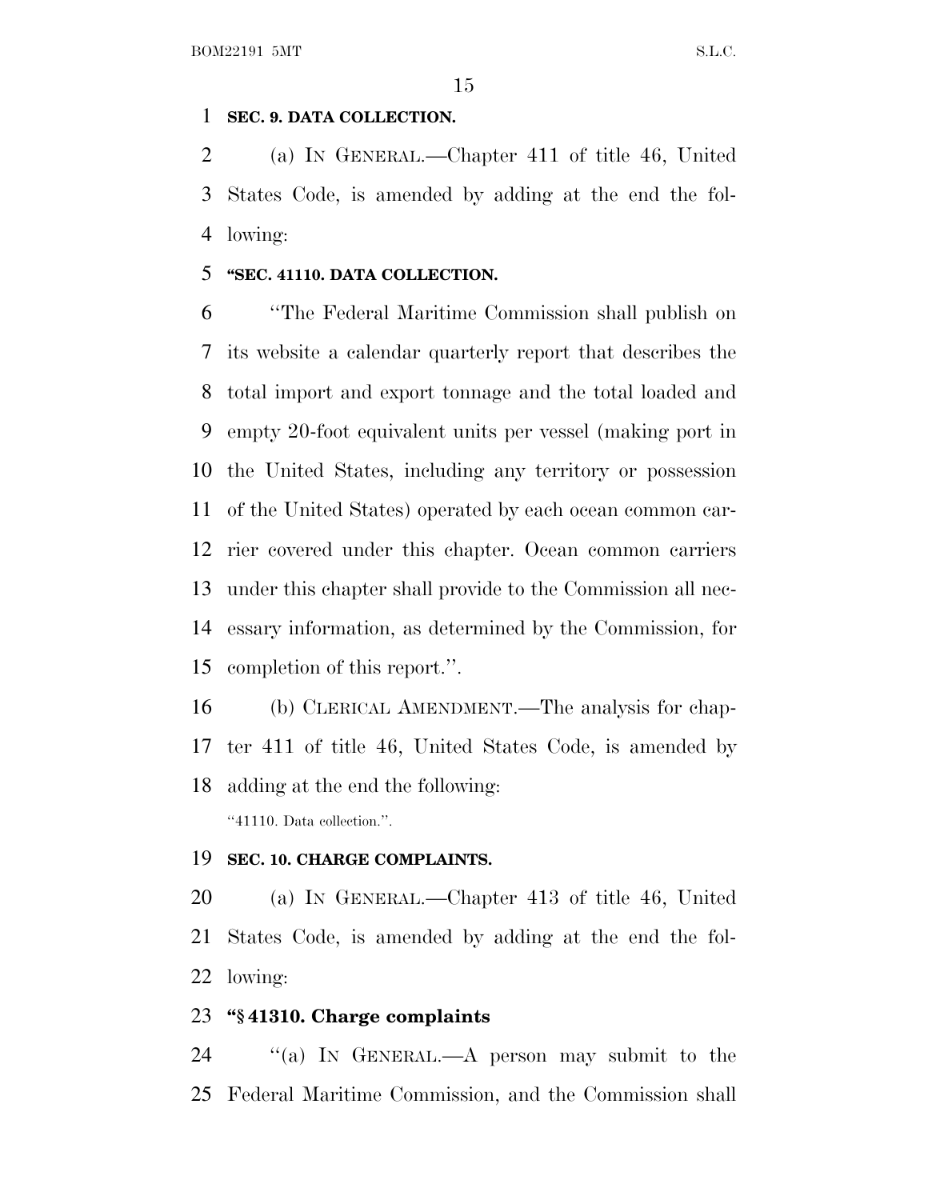**SEC. 9. DATA COLLECTION.**

(a) IN GENERAL.—Chapter 411 of title 46, United States Code, is amended by adding at the end the following:

**"SEC. 41110. DATA COLLECTION.**

"The Federal Maritime Commission shall publish on its website a calendar quarterly report that describes the total import and export tonnage and the total loaded and empty 20-foot equivalent units per vessel (making port in the United States, including any territory or possession of the United States) operated by each ocean common carrier covered under this chapter. Ocean common carriers under this chapter shall provide to the Commission all necessary information, as determined by the Commission, for completion of this report.".

(b) CLERICAL AMENDMENT.—The analysis for chapter 411 of title 46, United States Code, is amended by adding at the end the following:

"41110. Data collection.".

**SEC. 10. CHARGE COMPLAINTS.**

(a) IN GENERAL.—Chapter 413 of title 46, United States Code, is amended by adding at the end the following:

**"§ 41310. Charge complaints**

"(a) IN GENERAL.—A person may submit to the Federal Maritime Commission, and the Commission shall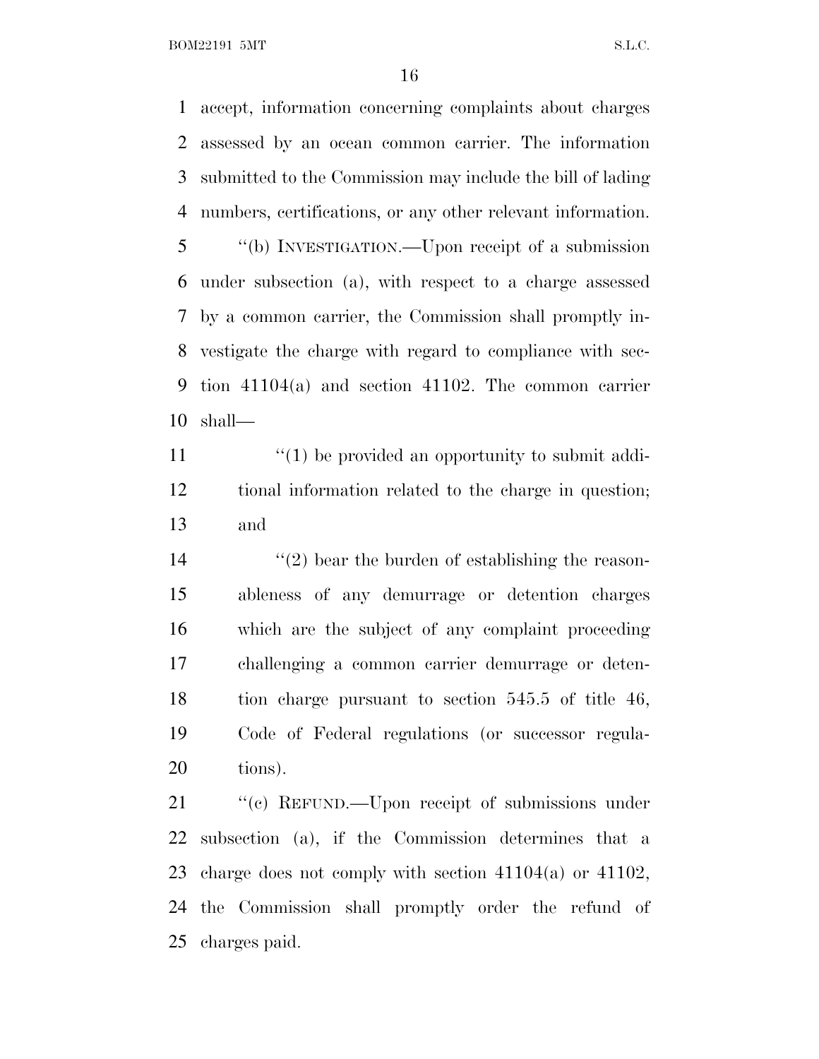accept, information concerning complaints about charges assessed by an ocean common carrier. The information submitted to the Commission may include the bill of lading numbers, certifications, or any other relevant information.

''(b) INVESTIGATION.—Upon receipt of a submission under subsection (a), with respect to a charge assessed by a common carrier, the Commission shall promptly investigate the charge with regard to compliance with section 41104(a) and section 41102. The common carrier shall—

''(1) be provided an opportunity to submit additional information related to the charge in question; and

''(2) bear the burden of establishing the reasonableness of any demurrage or detention charges which are the subject of any complaint proceeding challenging a common carrier demurrage or detention charge pursuant to section 545.5 of title 46, Code of Federal regulations (or successor regulations).

''(c) REFUND.—Upon receipt of submissions under subsection (a), if the Commission determines that a charge does not comply with section 41104(a) or 41102, the Commission shall promptly order the refund of charges paid.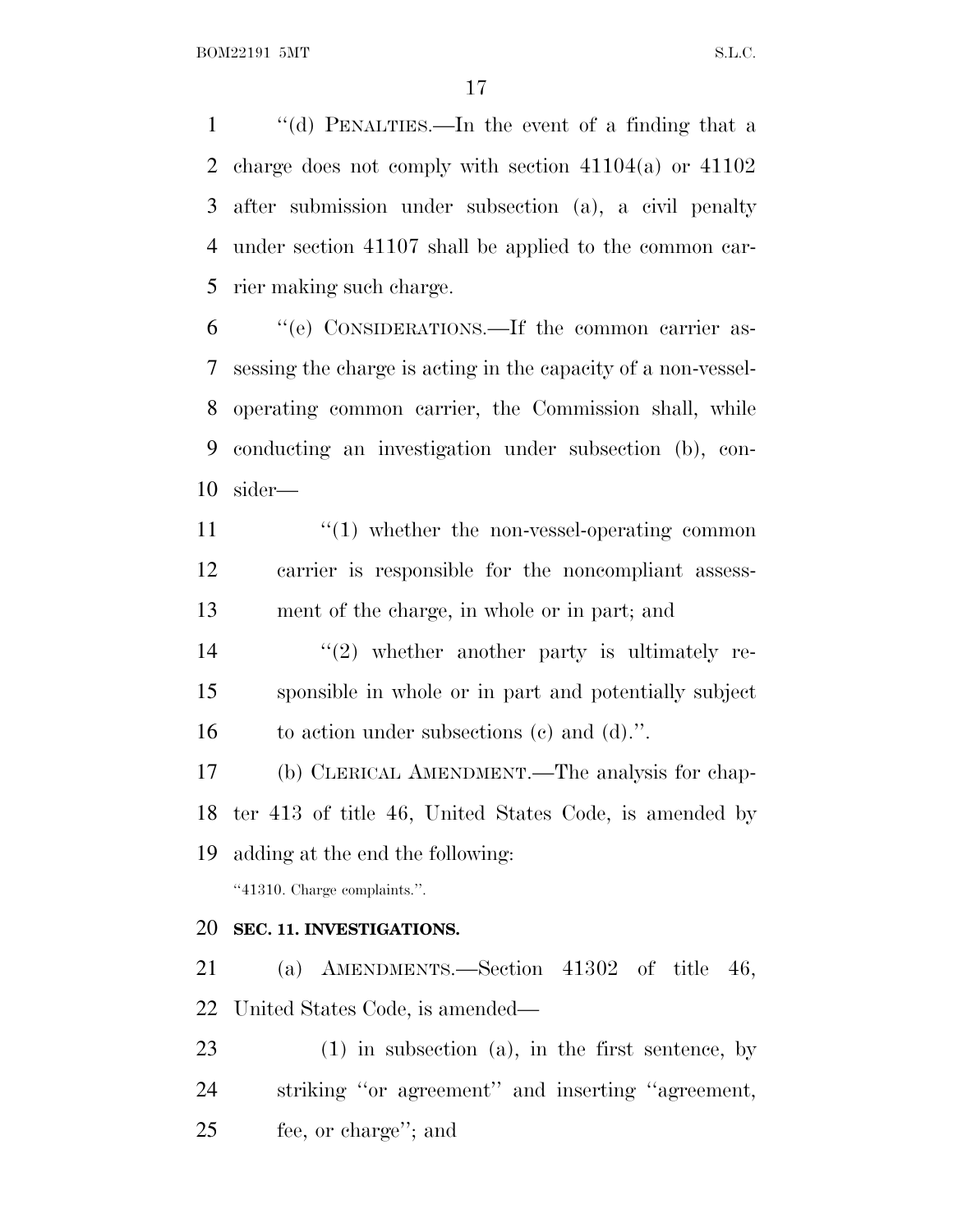“(d) PENALTIES.—In the event of a finding that a charge does not comply with section 41104(a) or 41102 after submission under subsection (a), a civil penalty under section 41107 shall be applied to the common carrier making such charge.

“(e) CONSIDERATIONS.—If the common carrier assessing the charge is acting in the capacity of a non-vessel-operating common carrier, the Commission shall, while conducting an investigation under subsection (b), consider—

“(1) whether the non-vessel-operating common carrier is responsible for the noncompliant assessment of the charge, in whole or in part; and

“(2) whether another party is ultimately responsible in whole or in part and potentially subject to action under subsections (c) and (d).”.

(b) CLERICAL AMENDMENT.—The analysis for chapter 413 of title 46, United States Code, is amended by adding at the end the following:

“41310. Charge complaints.”.

**SEC. 11. INVESTIGATIONS.**

(a) AMENDMENTS.—Section 41302 of title 46, United States Code, is amended—

(1) in subsection (a), in the first sentence, by striking “or agreement” and inserting “agreement, fee, or charge”; and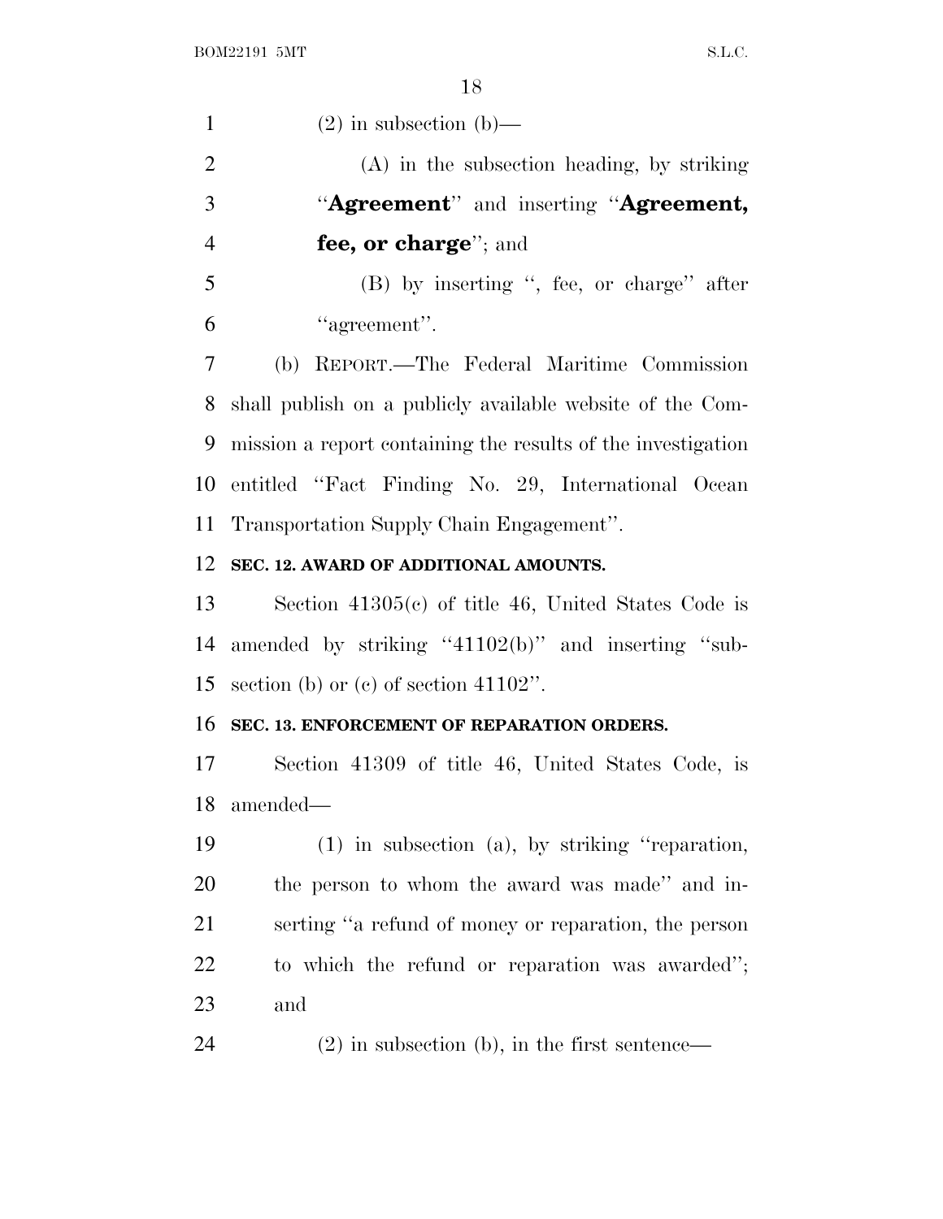(2) in subsection (b)—

(A) in the subsection heading, by striking "**Agreement**" and inserting "**Agreement, fee, or charge**"; and

(B) by inserting ", fee, or charge" after "agreement".

(b) REPORT.—The Federal Maritime Commission shall publish on a publicly available website of the Commission a report containing the results of the investigation entitled "Fact Finding No. 29, International Ocean Transportation Supply Chain Engagement".

**SEC. 12. AWARD OF ADDITIONAL AMOUNTS.**

Section 41305(c) of title 46, United States Code is amended by striking "41102(b)" and inserting "subsection (b) or (c) of section 41102".

**SEC. 13. ENFORCEMENT OF REPARATION ORDERS.**

Section 41309 of title 46, United States Code, is amended—

(1) in subsection (a), by striking "reparation, the person to whom the award was made" and inserting "a refund of money or reparation, the person to which the refund or reparation was awarded"; and

(2) in subsection (b), in the first sentence—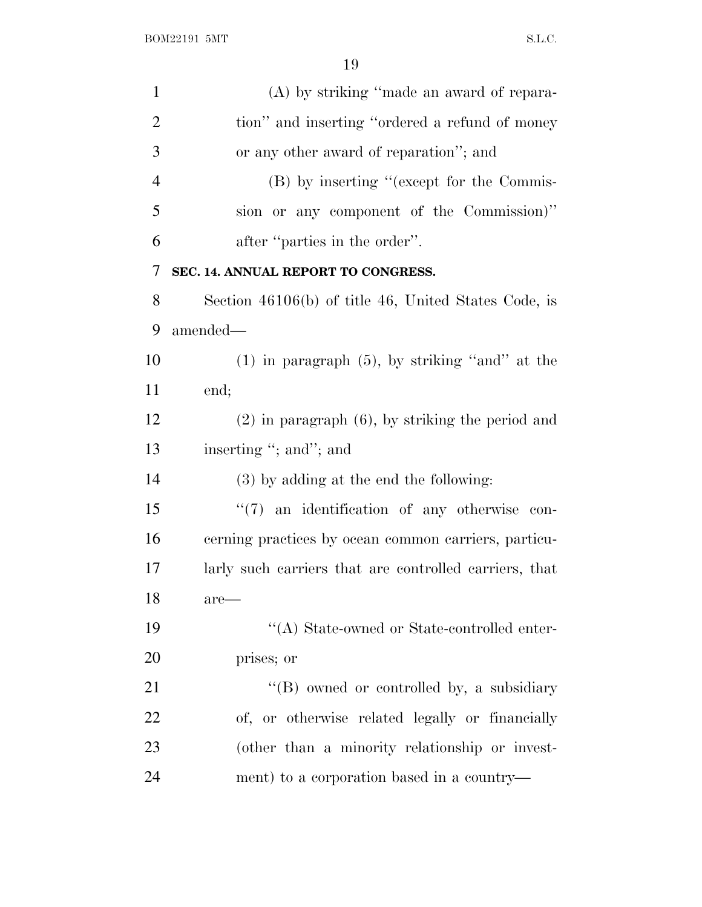(A) by striking "made an award of reparation" and inserting "ordered a refund of money or any other award of reparation"; and

(B) by inserting "(except for the Commission or any component of the Commission)" after "parties in the order".

**SEC. 14. ANNUAL REPORT TO CONGRESS.**

Section 46106(b) of title 46, United States Code, is amended—

(1) in paragraph (5), by striking "and" at the end;

(2) in paragraph (6), by striking the period and inserting "; and"; and

(3) by adding at the end the following:

"(7) an identification of any otherwise concerning practices by ocean common carriers, particularly such carriers that are controlled carriers, that are—

"(A) State-owned or State-controlled enterprises; or

"(B) owned or controlled by, a subsidiary of, or otherwise related legally or financially (other than a minority relationship or investment) to a corporation based in a country—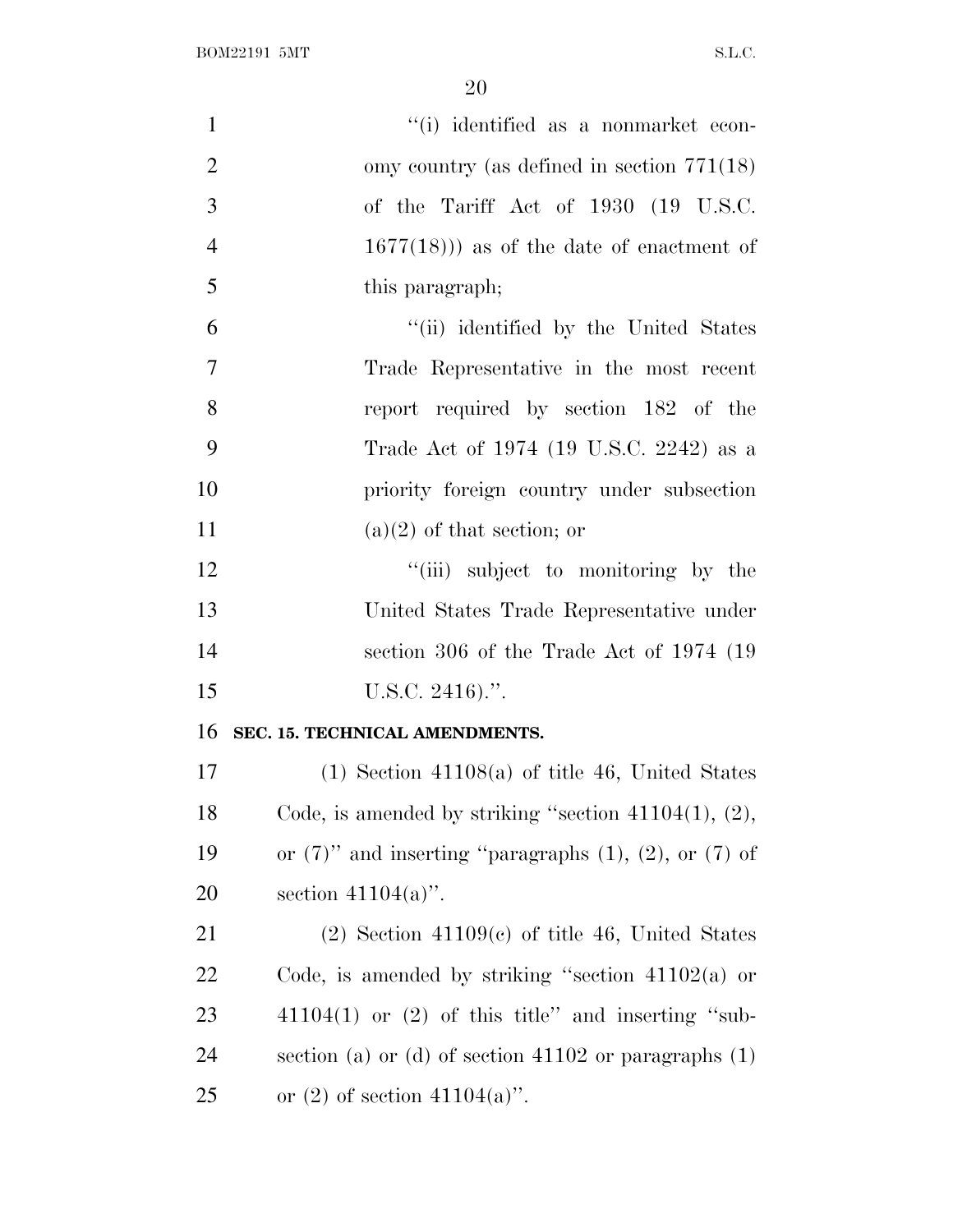"(i) identified as a nonmarket economy country (as defined in section 771(18) of the Tariff Act of 1930 (19 U.S.C. 1677(18))) as of the date of enactment of this paragraph;

"(ii) identified by the United States Trade Representative in the most recent report required by section 182 of the Trade Act of 1974 (19 U.S.C. 2242) as a priority foreign country under subsection (a)(2) of that section; or

"(iii) subject to monitoring by the United States Trade Representative under section 306 of the Trade Act of 1974 (19 U.S.C. 2416).".

**SEC. 15. TECHNICAL AMENDMENTS.**

(1) Section 41108(a) of title 46, United States Code, is amended by striking "section 41104(1), (2), or (7)" and inserting "paragraphs (1), (2), or (7) of section 41104(a)".

(2) Section 41109(c) of title 46, United States Code, is amended by striking "section 41102(a) or 41104(1) or (2) of this title" and inserting "subsection (a) or (d) of section 41102 or paragraphs (1) or (2) of section 41104(a)".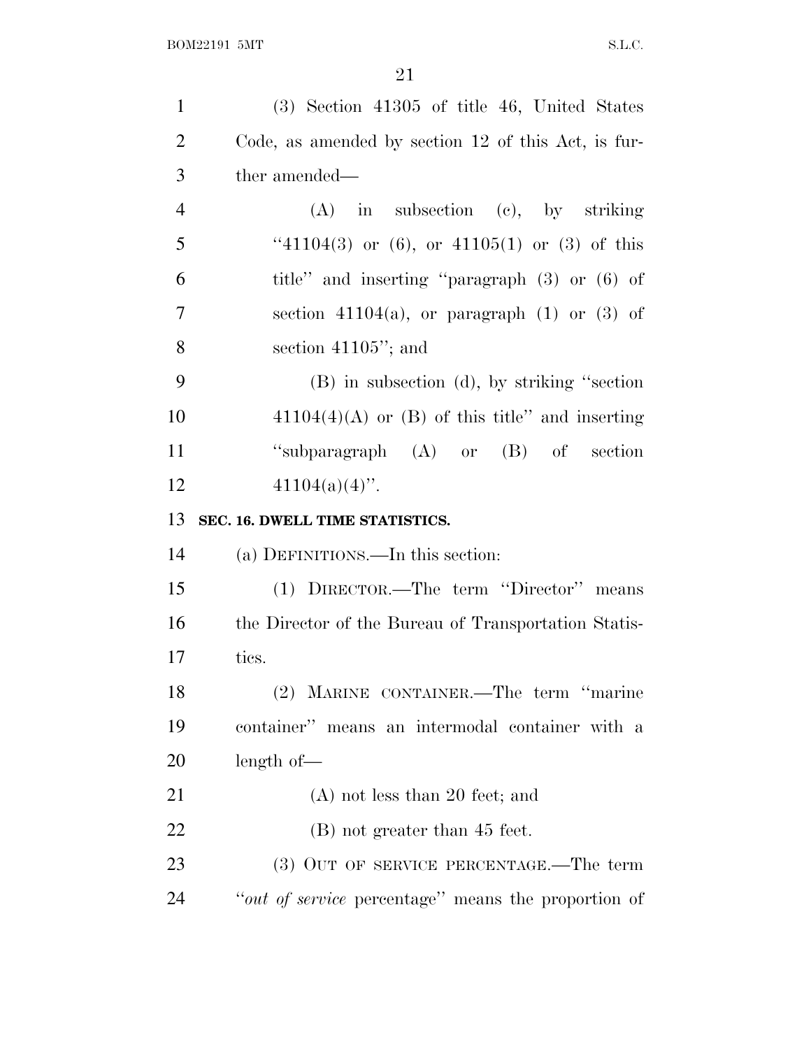(3) Section 41305 of title 46, United States Code, as amended by section 12 of this Act, is further amended—

(A) in subsection (c), by striking "41104(3) or (6), or 41105(1) or (3) of this title" and inserting "paragraph (3) or (6) of section 41104(a), or paragraph (1) or (3) of section 41105"; and

(B) in subsection (d), by striking "section 41104(4)(A) or (B) of this title" and inserting "subparagraph (A) or (B) of section 41104(a)(4)".

**SEC. 16. DWELL TIME STATISTICS.**

(a) DEFINITIONS.—In this section:

(1) DIRECTOR.—The term "Director" means the Director of the Bureau of Transportation Statistics.

(2) MARINE CONTAINER.—The term "marine container" means an intermodal container with a length of—

(A) not less than 20 feet; and

(B) not greater than 45 feet.

(3) OUT OF SERVICE PERCENTAGE.—The term "*out of service* percentage" means the proportion of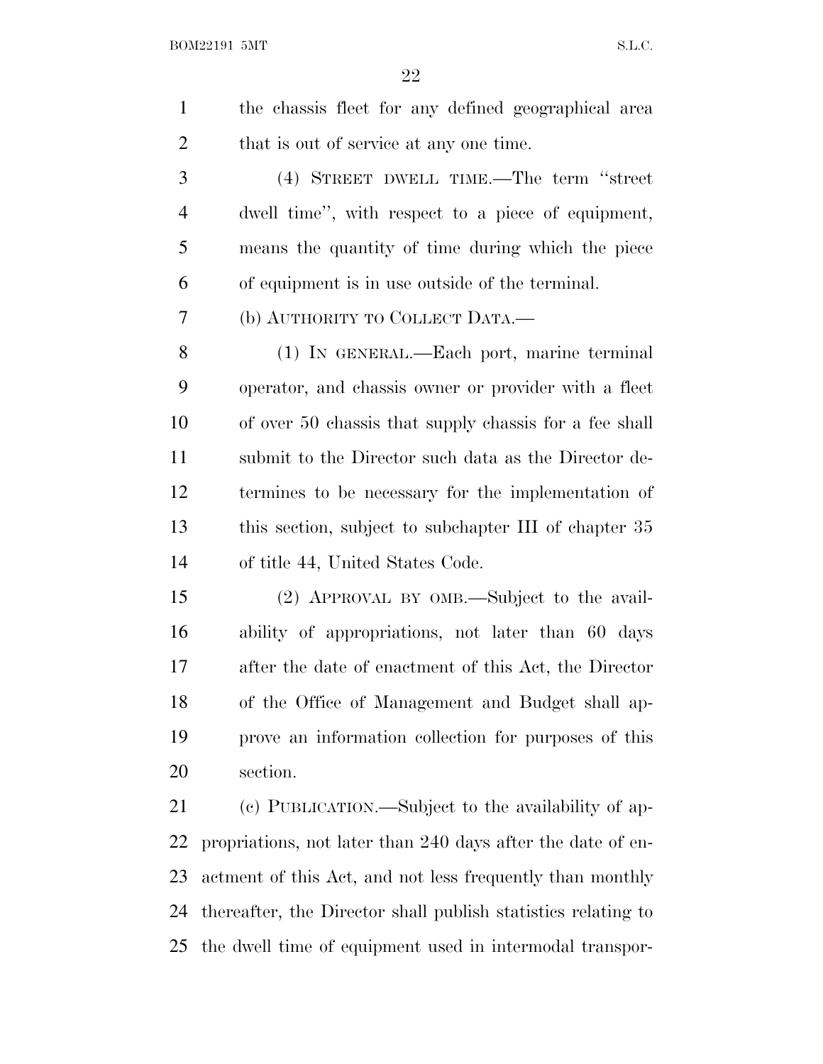the chassis fleet for any defined geographical area that is out of service at any one time.

(4) STREET DWELL TIME.—The term "street dwell time", with respect to a piece of equipment, means the quantity of time during which the piece of equipment is in use outside of the terminal.

(b) AUTHORITY TO COLLECT DATA.—

(1) IN GENERAL.—Each port, marine terminal operator, and chassis owner or provider with a fleet of over 50 chassis that supply chassis for a fee shall submit to the Director such data as the Director determines to be necessary for the implementation of this section, subject to subchapter III of chapter 35 of title 44, United States Code.

(2) APPROVAL BY OMB.—Subject to the availability of appropriations, not later than 60 days after the date of enactment of this Act, the Director of the Office of Management and Budget shall approve an information collection for purposes of this section.

(c) PUBLICATION.—Subject to the availability of appropriations, not later than 240 days after the date of enactment of this Act, and not less frequently than monthly thereafter, the Director shall publish statistics relating to the dwell time of equipment used in intermodal transpor-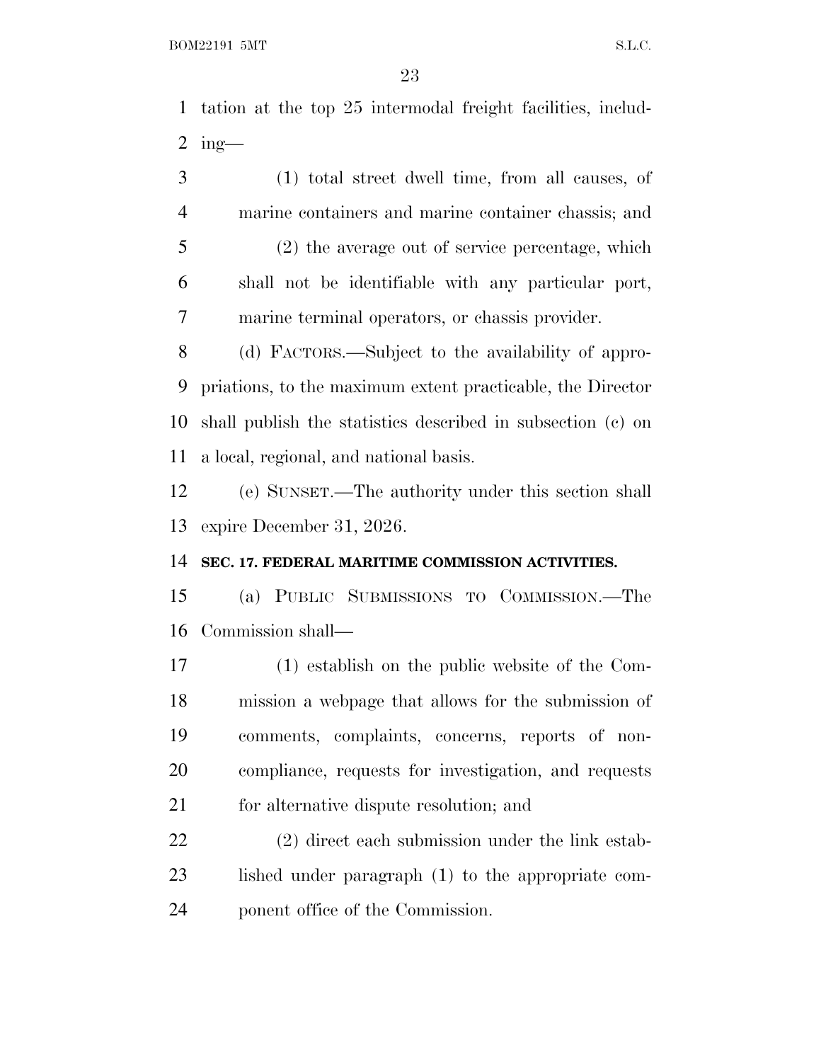tation at the top 25 intermodal freight facilities, including—

(1) total street dwell time, from all causes, of marine containers and marine container chassis; and

(2) the average out of service percentage, which shall not be identifiable with any particular port, marine terminal operators, or chassis provider.

(d) FACTORS.—Subject to the availability of appropriations, to the maximum extent practicable, the Director shall publish the statistics described in subsection (c) on a local, regional, and national basis.

(e) SUNSET.—The authority under this section shall expire December 31, 2026.

**SEC. 17. FEDERAL MARITIME COMMISSION ACTIVITIES.**

(a) PUBLIC SUBMISSIONS TO COMMISSION.—The Commission shall—

(1) establish on the public website of the Commission a webpage that allows for the submission of comments, complaints, concerns, reports of noncompliance, requests for investigation, and requests for alternative dispute resolution; and

(2) direct each submission under the link established under paragraph (1) to the appropriate component office of the Commission.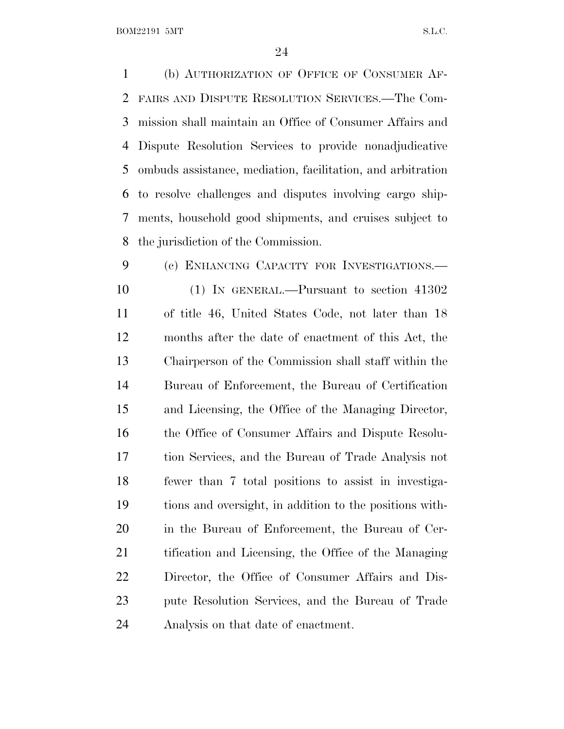(b) AUTHORIZATION OF OFFICE OF CONSUMER AFFAIRS AND DISPUTE RESOLUTION SERVICES.—The Commission shall maintain an Office of Consumer Affairs and Dispute Resolution Services to provide nonadjudicative ombuds assistance, mediation, facilitation, and arbitration to resolve challenges and disputes involving cargo shipments, household good shipments, and cruises subject to the jurisdiction of the Commission.

(c) ENHANCING CAPACITY FOR INVESTIGATIONS.—

(1) IN GENERAL.—Pursuant to section 41302 of title 46, United States Code, not later than 18 months after the date of enactment of this Act, the Chairperson of the Commission shall staff within the Bureau of Enforcement, the Bureau of Certification and Licensing, the Office of the Managing Director, the Office of Consumer Affairs and Dispute Resolution Services, and the Bureau of Trade Analysis not fewer than 7 total positions to assist in investigations and oversight, in addition to the positions within the Bureau of Enforcement, the Bureau of Certification and Licensing, the Office of the Managing Director, the Office of Consumer Affairs and Dispute Resolution Services, and the Bureau of Trade Analysis on that date of enactment.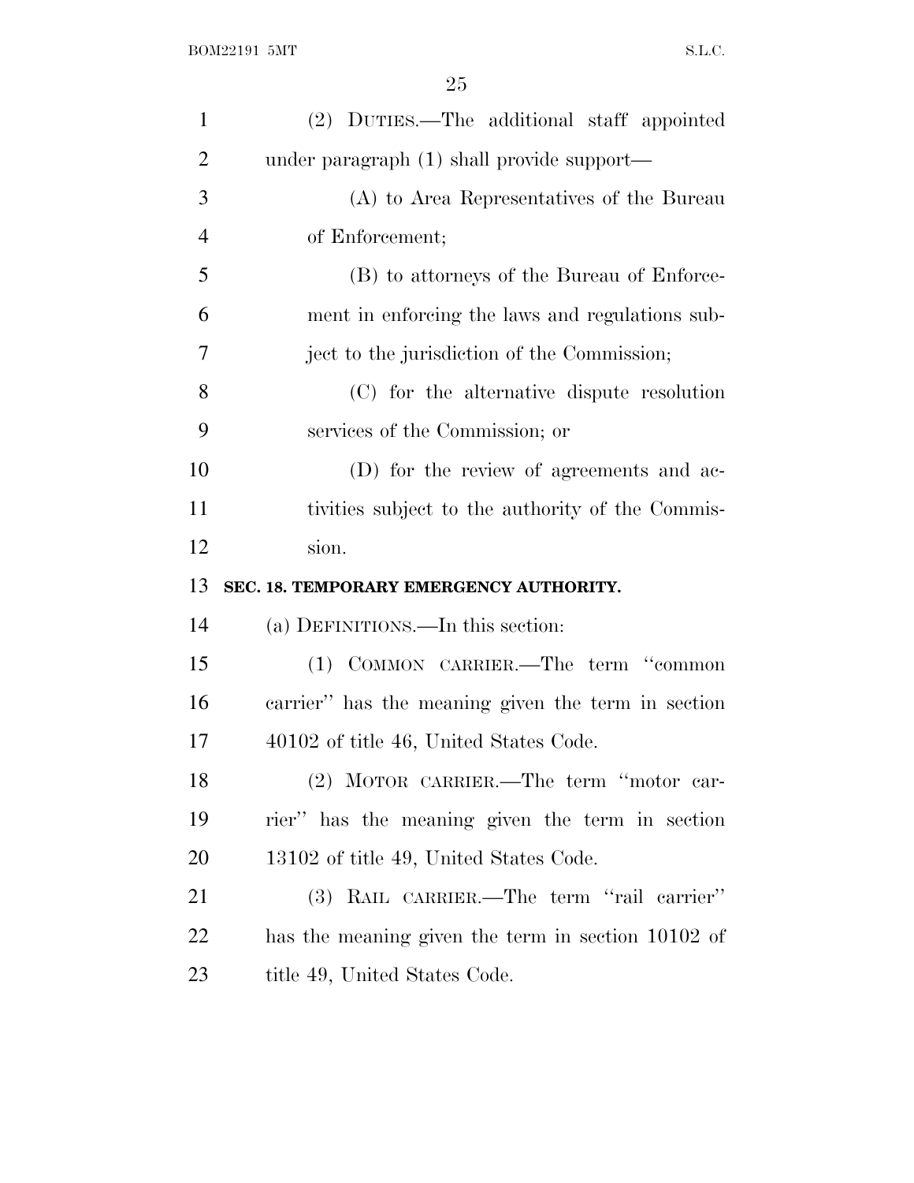(2) DUTIES.—The additional staff appointed under paragraph (1) shall provide support—

(A) to Area Representatives of the Bureau of Enforcement;

(B) to attorneys of the Bureau of Enforcement in enforcing the laws and regulations subject to the jurisdiction of the Commission;

(C) for the alternative dispute resolution services of the Commission; or

(D) for the review of agreements and activities subject to the authority of the Commission.

**SEC. 18. TEMPORARY EMERGENCY AUTHORITY.**

(a) DEFINITIONS.—In this section:

(1) COMMON CARRIER.—The term ''common carrier'' has the meaning given the term in section 40102 of title 46, United States Code.

(2) MOTOR CARRIER.—The term ''motor carrier'' has the meaning given the term in section 13102 of title 49, United States Code.

(3) RAIL CARRIER.—The term ''rail carrier'' has the meaning given the term in section 10102 of title 49, United States Code.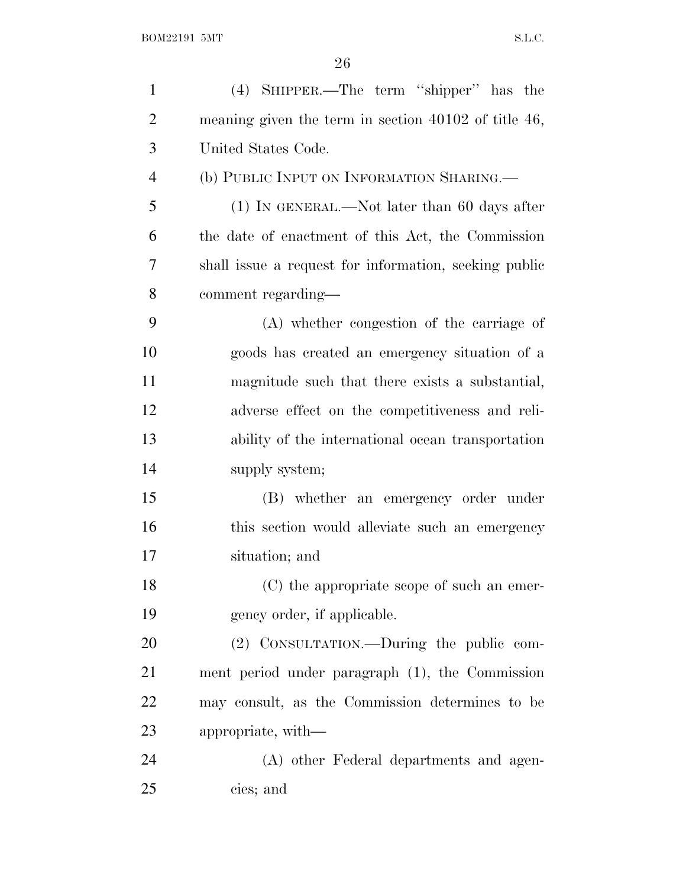(4) SHIPPER.—The term "shipper" has the meaning given the term in section 40102 of title 46, United States Code.

(b) PUBLIC INPUT ON INFORMATION SHARING.—

(1) IN GENERAL.—Not later than 60 days after the date of enactment of this Act, the Commission shall issue a request for information, seeking public comment regarding—

(A) whether congestion of the carriage of goods has created an emergency situation of a magnitude such that there exists a substantial, adverse effect on the competitiveness and reliability of the international ocean transportation supply system;

(B) whether an emergency order under this section would alleviate such an emergency situation; and

(C) the appropriate scope of such an emergency order, if applicable.

(2) CONSULTATION.—During the public comment period under paragraph (1), the Commission may consult, as the Commission determines to be appropriate, with—

(A) other Federal departments and agencies; and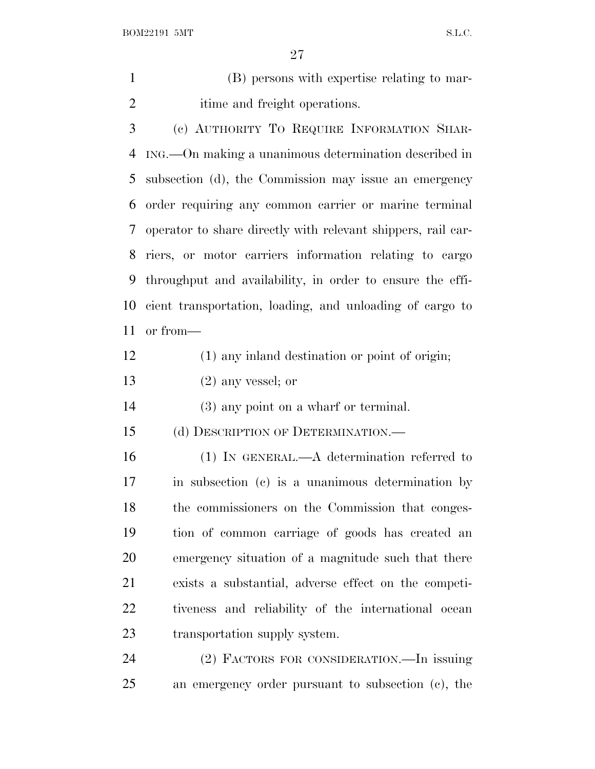(B) persons with expertise relating to maritime and freight operations.

(c) AUTHORITY TO REQUIRE INFORMATION SHARING.—On making a unanimous determination described in subsection (d), the Commission may issue an emergency order requiring any common carrier or marine terminal operator to share directly with relevant shippers, rail carriers, or motor carriers information relating to cargo throughput and availability, in order to ensure the efficient transportation, loading, and unloading of cargo to or from—

(1) any inland destination or point of origin;

(2) any vessel; or

(3) any point on a wharf or terminal.

(d) DESCRIPTION OF DETERMINATION.—

(1) IN GENERAL.—A determination referred to in subsection (c) is a unanimous determination by the commissioners on the Commission that congestion of common carriage of goods has created an emergency situation of a magnitude such that there exists a substantial, adverse effect on the competitiveness and reliability of the international ocean transportation supply system.

(2) FACTORS FOR CONSIDERATION.—In issuing an emergency order pursuant to subsection (c), the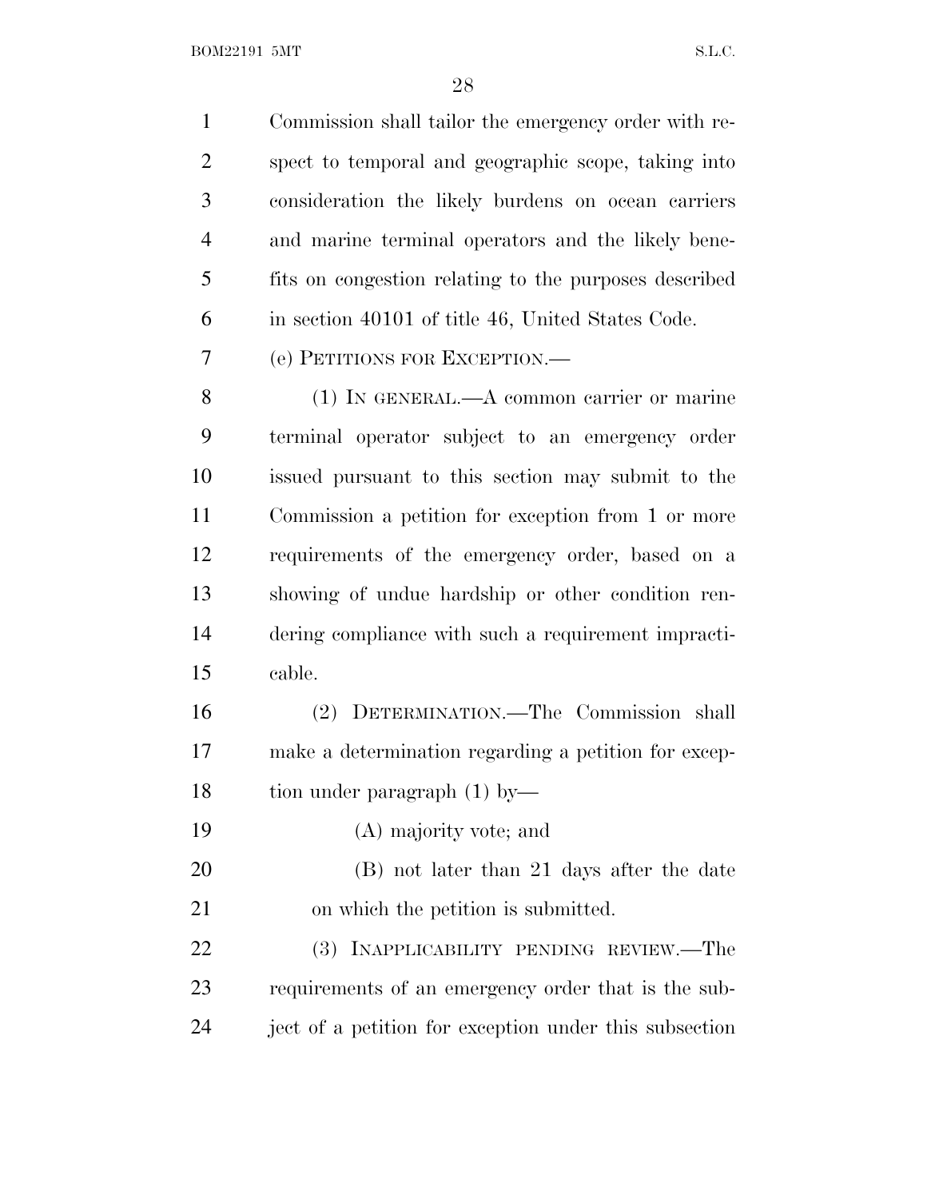Commission shall tailor the emergency order with respect to temporal and geographic scope, taking into consideration the likely burdens on ocean carriers and marine terminal operators and the likely benefits on congestion relating to the purposes described in section 40101 of title 46, United States Code.

(e) PETITIONS FOR EXCEPTION.—

(1) IN GENERAL.—A common carrier or marine terminal operator subject to an emergency order issued pursuant to this section may submit to the Commission a petition for exception from 1 or more requirements of the emergency order, based on a showing of undue hardship or other condition rendering compliance with such a requirement impracticable.

(2) DETERMINATION.—The Commission shall make a determination regarding a petition for exception under paragraph (1) by—

(A) majority vote; and

(B) not later than 21 days after the date on which the petition is submitted.

(3) INAPPLICABILITY PENDING REVIEW.—The requirements of an emergency order that is the subject of a petition for exception under this subsection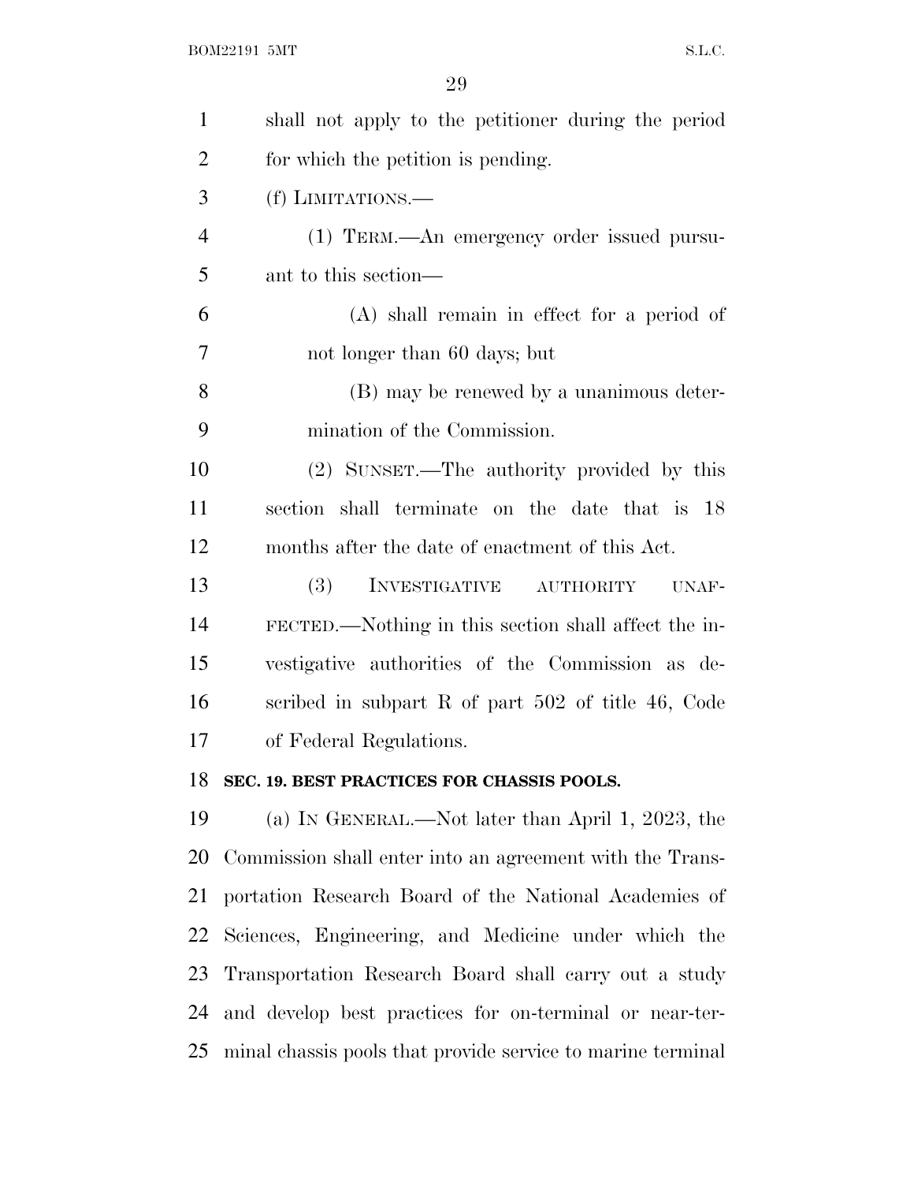shall not apply to the petitioner during the period for which the petition is pending.

(f) LIMITATIONS.—

(1) TERM.—An emergency order issued pursuant to this section—

(A) shall remain in effect for a period of not longer than 60 days; but

(B) may be renewed by a unanimous determination of the Commission.

(2) SUNSET.—The authority provided by this section shall terminate on the date that is 18 months after the date of enactment of this Act.

(3) INVESTIGATIVE AUTHORITY UNAFFECTED.—Nothing in this section shall affect the investigative authorities of the Commission as described in subpart R of part 502 of title 46, Code of Federal Regulations.

**SEC. 19. BEST PRACTICES FOR CHASSIS POOLS.**

(a) IN GENERAL.—Not later than April 1, 2023, the Commission shall enter into an agreement with the Transportation Research Board of the National Academies of Sciences, Engineering, and Medicine under which the Transportation Research Board shall carry out a study and develop best practices for on-terminal or near-terminal chassis pools that provide service to marine terminal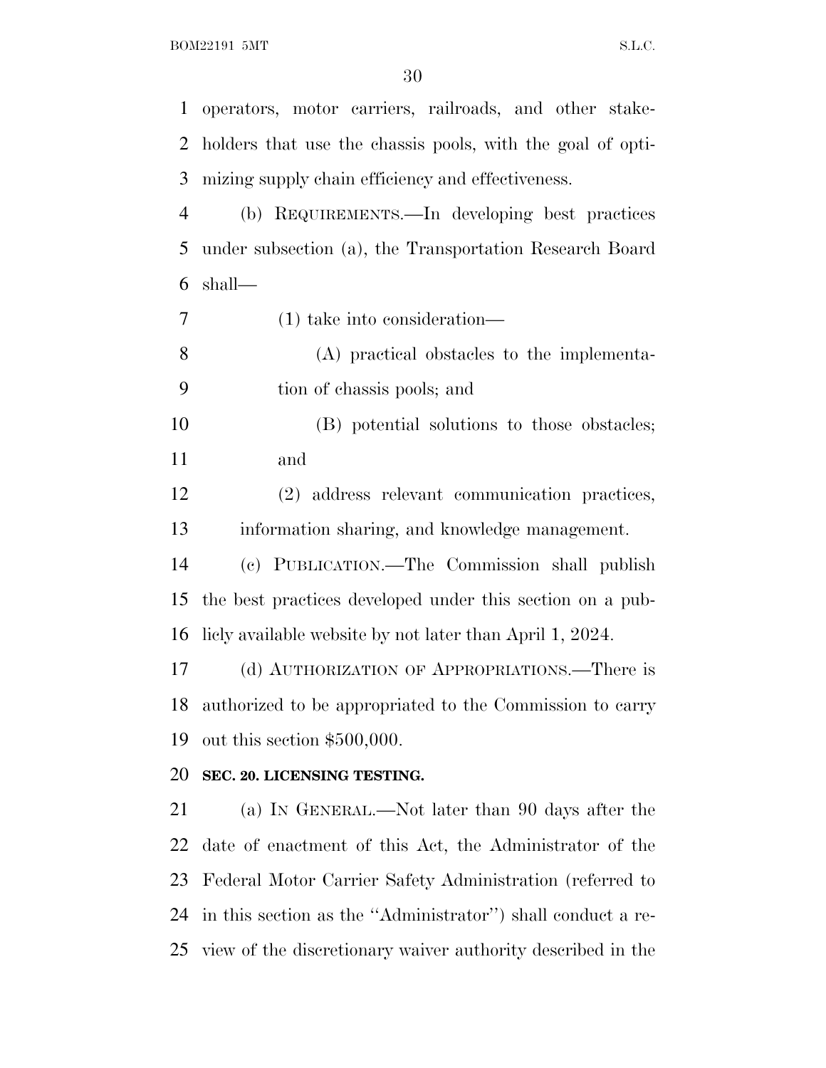operators, motor carriers, railroads, and other stakeholders that use the chassis pools, with the goal of optimizing supply chain efficiency and effectiveness.

(b) REQUIREMENTS.—In developing best practices under subsection (a), the Transportation Research Board shall—

(1) take into consideration—

(A) practical obstacles to the implementation of chassis pools; and

(B) potential solutions to those obstacles; and

(2) address relevant communication practices, information sharing, and knowledge management.

(c) PUBLICATION.—The Commission shall publish the best practices developed under this section on a publicly available website by not later than April 1, 2024.

(d) AUTHORIZATION OF APPROPRIATIONS.—There is authorized to be appropriated to the Commission to carry out this section $500,000.

**SEC. 20. LICENSING TESTING.**

(a) IN GENERAL.—Not later than 90 days after the date of enactment of this Act, the Administrator of the Federal Motor Carrier Safety Administration (referred to in this section as the ''Administrator'') shall conduct a review of the discretionary waiver authority described in the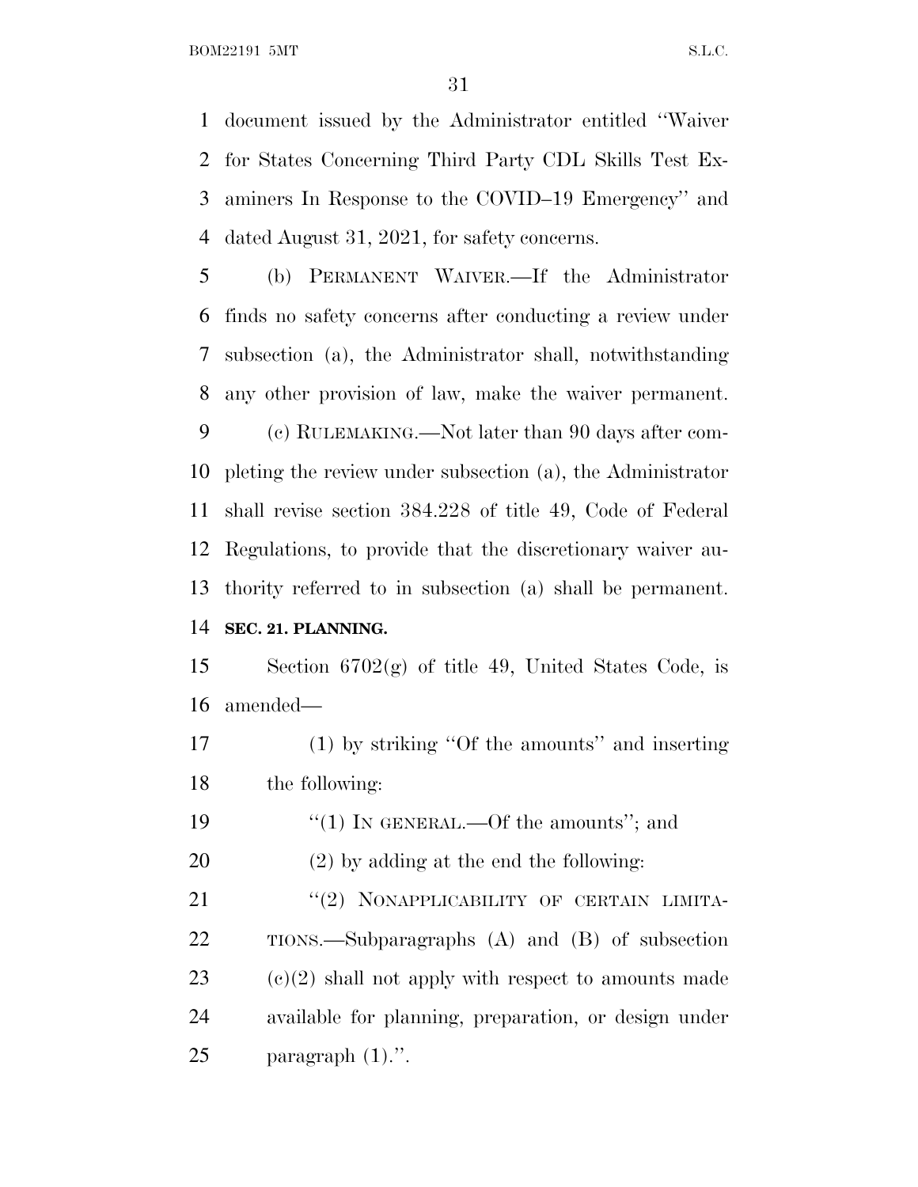document issued by the Administrator entitled ''Waiver for States Concerning Third Party CDL Skills Test Examiners In Response to the COVID–19 Emergency'' and dated August 31, 2021, for safety concerns.

(b) PERMANENT WAIVER.—If the Administrator finds no safety concerns after conducting a review under subsection (a), the Administrator shall, notwithstanding any other provision of law, make the waiver permanent.

(c) RULEMAKING.—Not later than 90 days after completing the review under subsection (a), the Administrator shall revise section 384.228 of title 49, Code of Federal Regulations, to provide that the discretionary waiver authority referred to in subsection (a) shall be permanent.

**SEC. 21. PLANNING.**

Section 6702(g) of title 49, United States Code, is amended—

(1) by striking ''Of the amounts'' and inserting the following:

''(1) IN GENERAL.—Of the amounts''; and

(2) by adding at the end the following:

''(2) NONAPPLICABILITY OF CERTAIN LIMITATIONS.—Subparagraphs (A) and (B) of subsection (c)(2) shall not apply with respect to amounts made available for planning, preparation, or design under paragraph (1).''.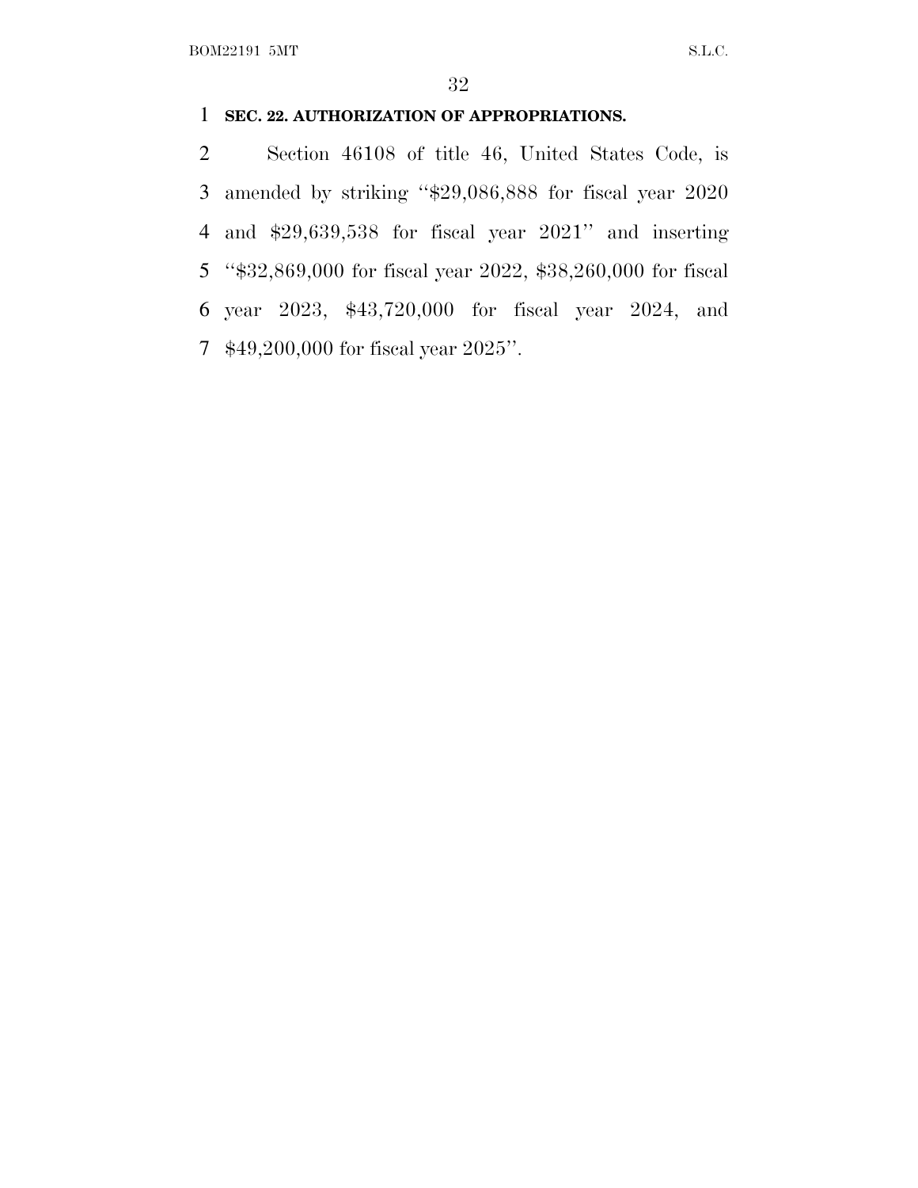**SEC. 22. AUTHORIZATION OF APPROPRIATIONS.**

Section 46108 of title 46, United States Code, is amended by striking ''$29,086,888 for fiscal year 2020 and $29,639,538 for fiscal year 2021'' and inserting ''$32,869,000 for fiscal year 2022, $38,260,000 for fiscal year 2023, $43,720,000 for fiscal year 2024, and $49,200,000 for fiscal year 2025''.